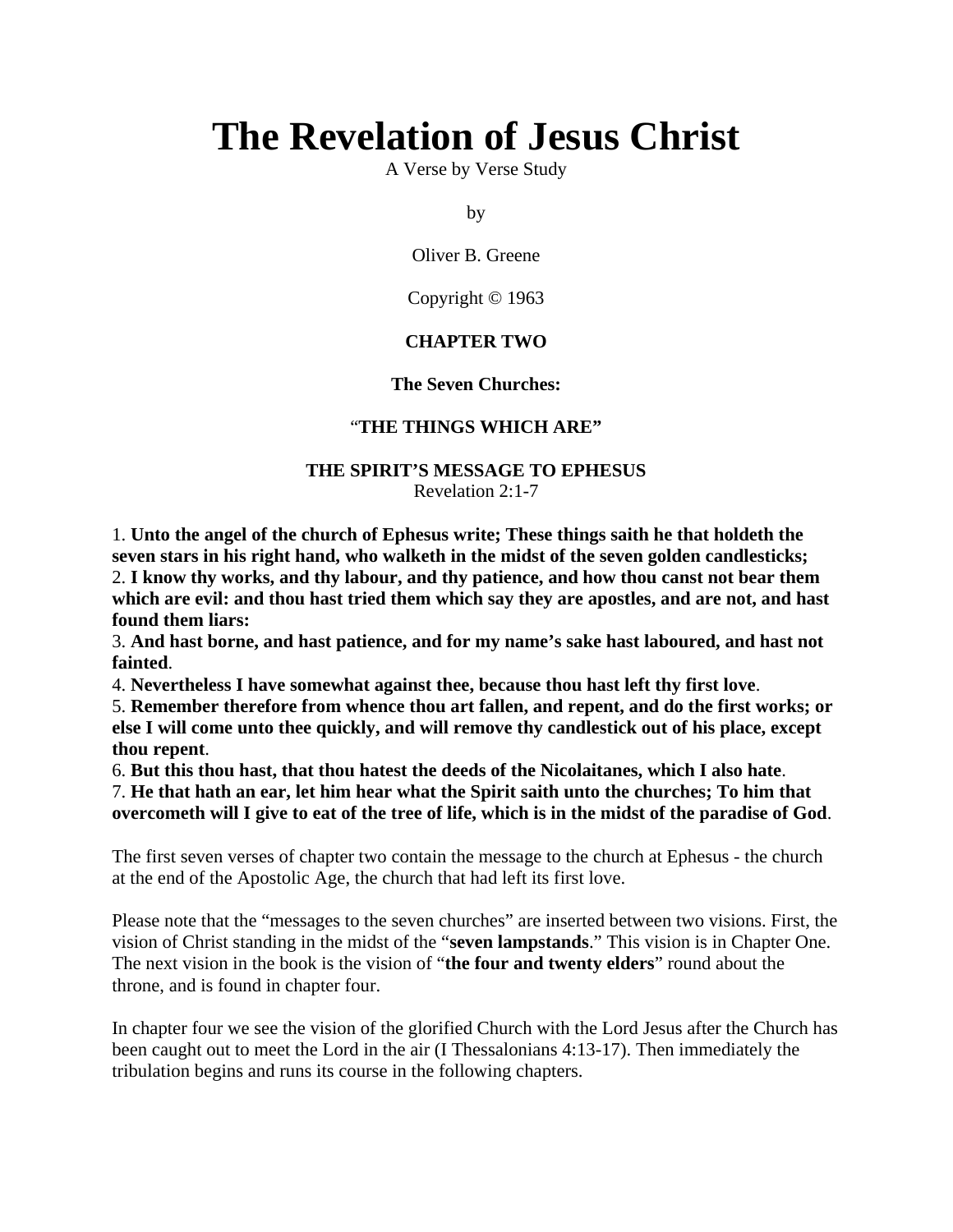# The Revelation of Jesus Christ

A Verse by Verse Study

by

Oliver B. Greene

Copyright © 1963

**CHAPTER TWO**

**The Seven Churches:**

"**THE THINGS WHICH ARE"**

**THE SPIRIT'S MESSAGE TO EPHESUS**
Revelation 2:1-7

1. **Unto the angel of the church of Ephesus write; These things saith he that holdeth the seven stars in his right hand, who walketh in the midst of the seven golden candlesticks;**
2. **I know thy works, and thy labour, and thy patience, and how thou canst not bear them which are evil: and thou hast tried them which say they are apostles, and are not, and hast found them liars:**
3. **And hast borne, and hast patience, and for my name's sake hast laboured, and hast not fainted**.
4. **Nevertheless I have somewhat against thee, because thou hast left thy first love**.
5. **Remember therefore from whence thou art fallen, and repent, and do the first works; or else I will come unto thee quickly, and will remove thy candlestick out of his place, except thou repent**.
6. **But this thou hast, that thou hatest the deeds of the Nicolaitanes, which I also hate**.
7. **He that hath an ear, let him hear what the Spirit saith unto the churches; To him that overcometh will I give to eat of the tree of life, which is in the midst of the paradise of God**.

The first seven verses of chapter two contain the message to the church at Ephesus - the church at the end of the Apostolic Age, the church that had left its first love.

Please note that the "messages to the seven churches" are inserted between two visions. First, the vision of Christ standing in the midst of the "**seven lampstands**." This vision is in Chapter One. The next vision in the book is the vision of "**the four and twenty elders**" round about the throne, and is found in chapter four.

In chapter four we see the vision of the glorified Church with the Lord Jesus after the Church has been caught out to meet the Lord in the air (I Thessalonians 4:13-17). Then immediately the tribulation begins and runs its course in the following chapters.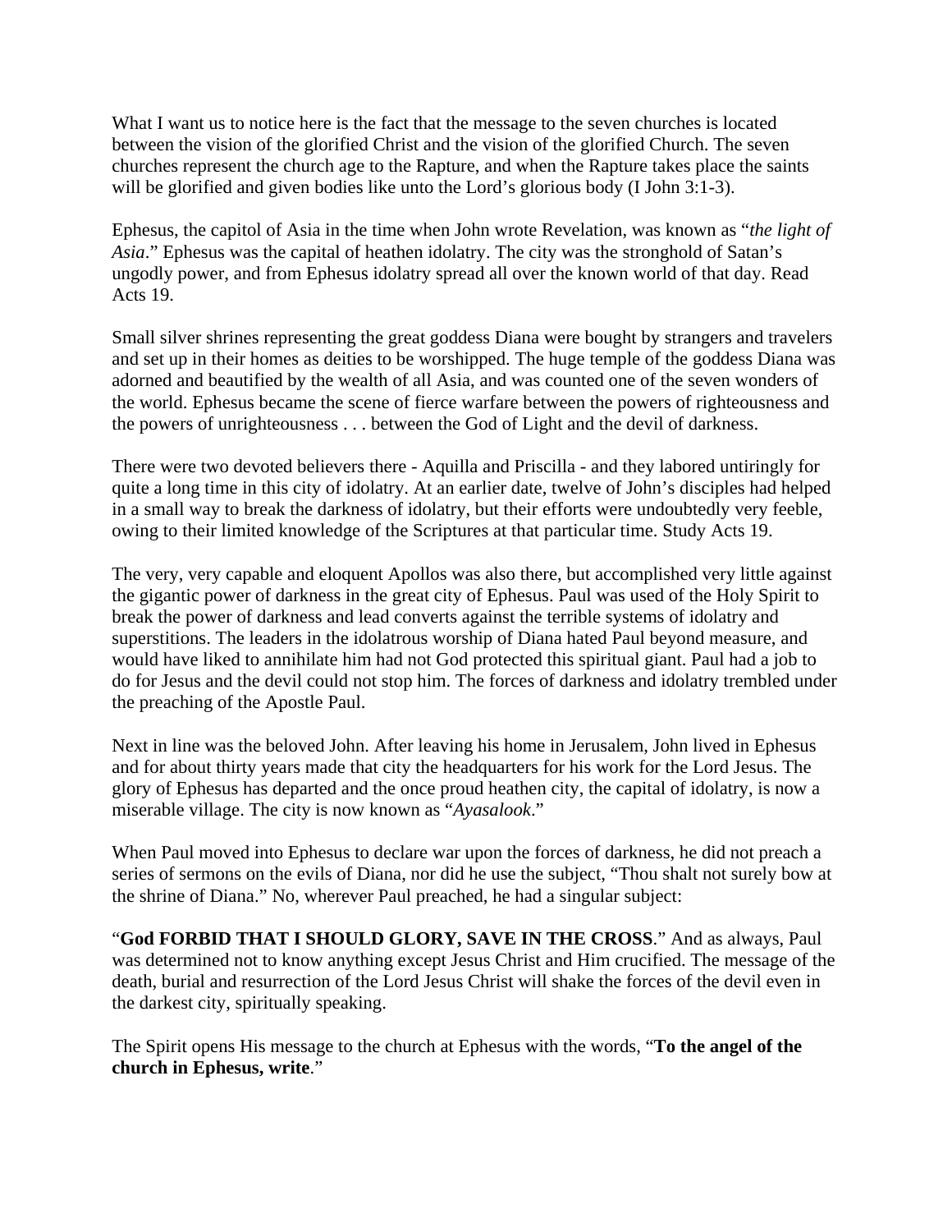What I want us to notice here is the fact that the message to the seven churches is located between the vision of the glorified Christ and the vision of the glorified Church. The seven churches represent the church age to the Rapture, and when the Rapture takes place the saints will be glorified and given bodies like unto the Lord's glorious body (I John 3:1-3).

Ephesus, the capitol of Asia in the time when John wrote Revelation, was known as "*the light of Asia*." Ephesus was the capital of heathen idolatry. The city was the stronghold of Satan's ungodly power, and from Ephesus idolatry spread all over the known world of that day. Read Acts 19.

Small silver shrines representing the great goddess Diana were bought by strangers and travelers and set up in their homes as deities to be worshipped. The huge temple of the goddess Diana was adorned and beautified by the wealth of all Asia, and was counted one of the seven wonders of the world. Ephesus became the scene of fierce warfare between the powers of righteousness and the powers of unrighteousness . . . between the God of Light and the devil of darkness.

There were two devoted believers there - Aquilla and Priscilla - and they labored untiringly for quite a long time in this city of idolatry. At an earlier date, twelve of John's disciples had helped in a small way to break the darkness of idolatry, but their efforts were undoubtedly very feeble, owing to their limited knowledge of the Scriptures at that particular time. Study Acts 19.

The very, very capable and eloquent Apollos was also there, but accomplished very little against the gigantic power of darkness in the great city of Ephesus. Paul was used of the Holy Spirit to break the power of darkness and lead converts against the terrible systems of idolatry and superstitions. The leaders in the idolatrous worship of Diana hated Paul beyond measure, and would have liked to annihilate him had not God protected this spiritual giant. Paul had a job to do for Jesus and the devil could not stop him. The forces of darkness and idolatry trembled under the preaching of the Apostle Paul.

Next in line was the beloved John. After leaving his home in Jerusalem, John lived in Ephesus and for about thirty years made that city the headquarters for his work for the Lord Jesus. The glory of Ephesus has departed and the once proud heathen city, the capital of idolatry, is now a miserable village. The city is now known as "*Ayasalook*."

When Paul moved into Ephesus to declare war upon the forces of darkness, he did not preach a series of sermons on the evils of Diana, nor did he use the subject, "Thou shalt not surely bow at the shrine of Diana." No, wherever Paul preached, he had a singular subject:

"**God FORBID THAT I SHOULD GLORY, SAVE IN THE CROSS**." And as always, Paul was determined not to know anything except Jesus Christ and Him crucified. The message of the death, burial and resurrection of the Lord Jesus Christ will shake the forces of the devil even in the darkest city, spiritually speaking.

The Spirit opens His message to the church at Ephesus with the words, "**To the angel of the church in Ephesus, write**."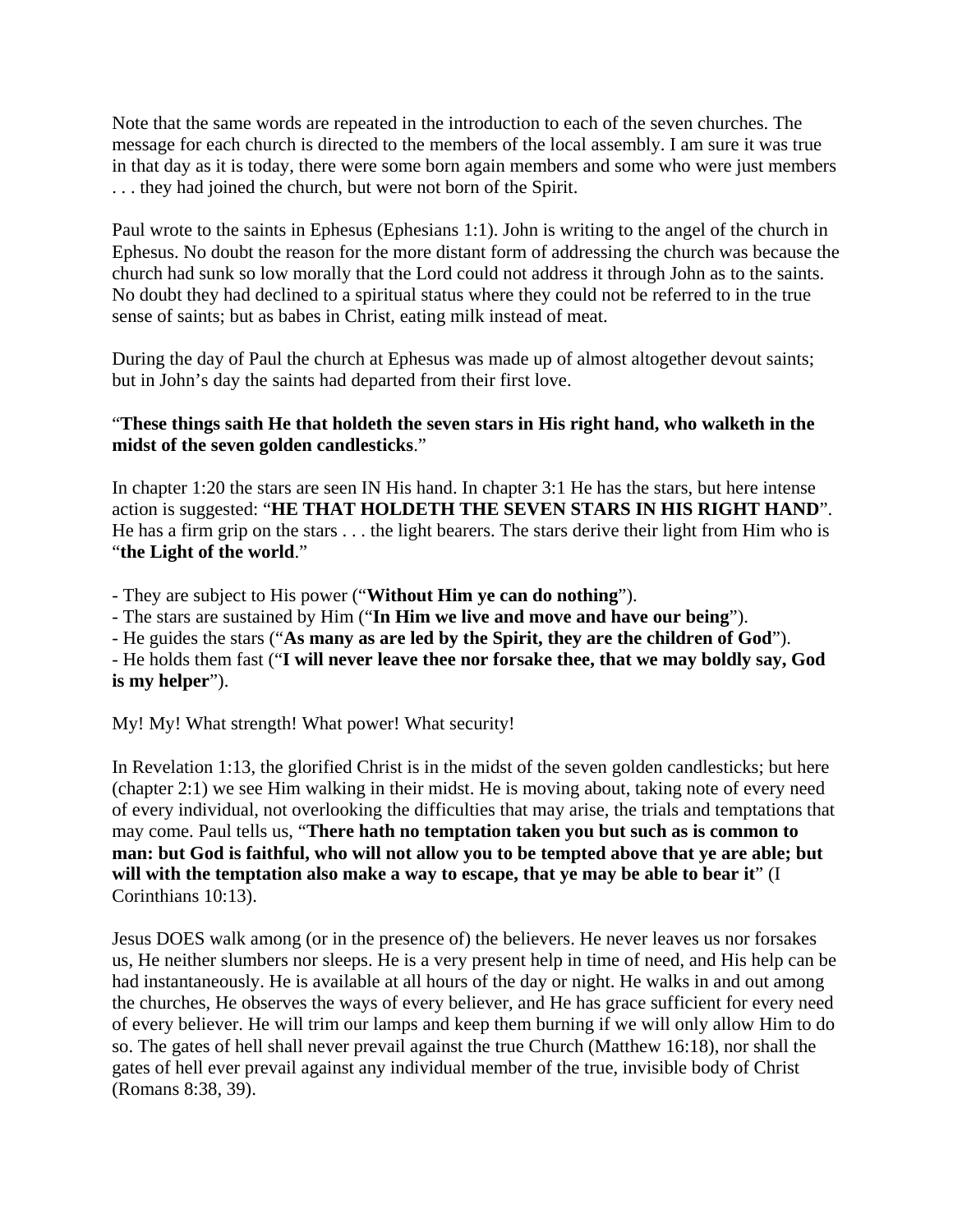Note that the same words are repeated in the introduction to each of the seven churches. The message for each church is directed to the members of the local assembly. I am sure it was true in that day as it is today, there were some born again members and some who were just members . . . they had joined the church, but were not born of the Spirit.

Paul wrote to the saints in Ephesus (Ephesians 1:1). John is writing to the angel of the church in Ephesus. No doubt the reason for the more distant form of addressing the church was because the church had sunk so low morally that the Lord could not address it through John as to the saints. No doubt they had declined to a spiritual status where they could not be referred to in the true sense of saints; but as babes in Christ, eating milk instead of meat.

During the day of Paul the church at Ephesus was made up of almost altogether devout saints; but in John's day the saints had departed from their first love.

"**These things saith He that holdeth the seven stars in His right hand, who walketh in the midst of the seven golden candlesticks**."

In chapter 1:20 the stars are seen IN His hand. In chapter 3:1 He has the stars, but here intense action is suggested: "**HE THAT HOLDETH THE SEVEN STARS IN HIS RIGHT HAND**". He has a firm grip on the stars . . . the light bearers. The stars derive their light from Him who is "**the Light of the world**."

- They are subject to His power ("**Without Him ye can do nothing**").
- The stars are sustained by Him ("**In Him we live and move and have our being**").
- He guides the stars ("**As many as are led by the Spirit, they are the children of God**").
- He holds them fast ("**I will never leave thee nor forsake thee, that we may boldly say, God is my helper**").

My! My! What strength! What power! What security!

In Revelation 1:13, the glorified Christ is in the midst of the seven golden candlesticks; but here (chapter 2:1) we see Him walking in their midst. He is moving about, taking note of every need of every individual, not overlooking the difficulties that may arise, the trials and temptations that may come. Paul tells us, "**There hath no temptation taken you but such as is common to man: but God is faithful, who will not allow you to be tempted above that ye are able; but will with the temptation also make a way to escape, that ye may be able to bear it**" (I Corinthians 10:13).

Jesus DOES walk among (or in the presence of) the believers. He never leaves us nor forsakes us, He neither slumbers nor sleeps. He is a very present help in time of need, and His help can be had instantaneously. He is available at all hours of the day or night. He walks in and out among the churches, He observes the ways of every believer, and He has grace sufficient for every need of every believer. He will trim our lamps and keep them burning if we will only allow Him to do so. The gates of hell shall never prevail against the true Church (Matthew 16:18), nor shall the gates of hell ever prevail against any individual member of the true, invisible body of Christ (Romans 8:38, 39).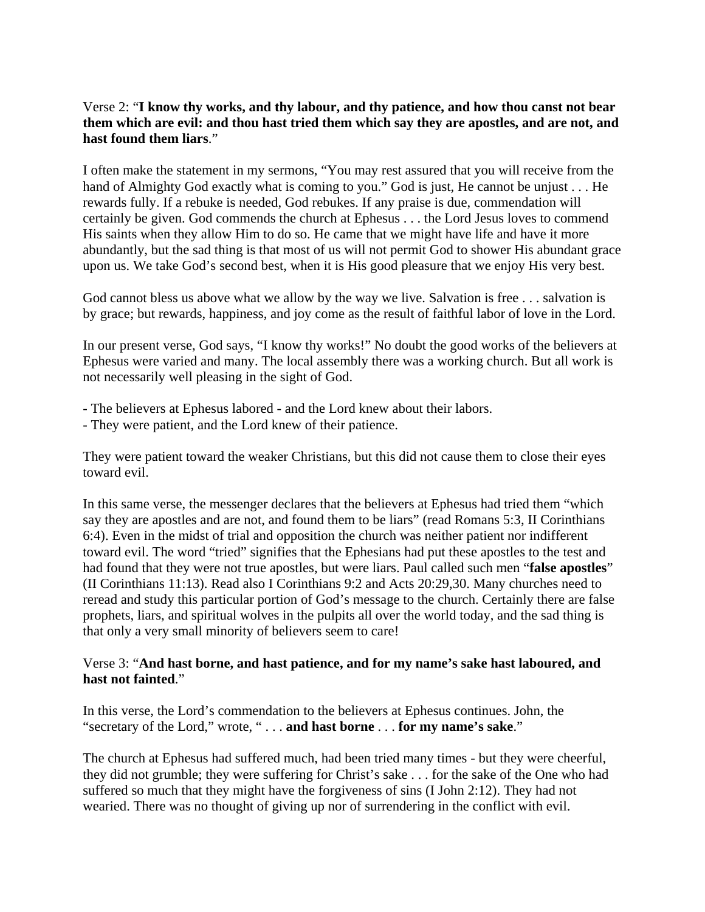Verse 2: "**I know thy works, and thy labour, and thy patience, and how thou canst not bear them which are evil: and thou hast tried them which say they are apostles, and are not, and hast found them liars**."

I often make the statement in my sermons, "You may rest assured that you will receive from the hand of Almighty God exactly what is coming to you." God is just, He cannot be unjust . . . He rewards fully. If a rebuke is needed, God rebukes. If any praise is due, commendation will certainly be given. God commends the church at Ephesus . . . the Lord Jesus loves to commend His saints when they allow Him to do so. He came that we might have life and have it more abundantly, but the sad thing is that most of us will not permit God to shower His abundant grace upon us. We take God's second best, when it is His good pleasure that we enjoy His very best.

God cannot bless us above what we allow by the way we live. Salvation is free . . . salvation is by grace; but rewards, happiness, and joy come as the result of faithful labor of love in the Lord.

In our present verse, God says, "I know thy works!" No doubt the good works of the believers at Ephesus were varied and many. The local assembly there was a working church. But all work is not necessarily well pleasing in the sight of God.

- The believers at Ephesus labored - and the Lord knew about their labors.
- They were patient, and the Lord knew of their patience.

They were patient toward the weaker Christians, but this did not cause them to close their eyes toward evil.

In this same verse, the messenger declares that the believers at Ephesus had tried them "which say they are apostles and are not, and found them to be liars" (read Romans 5:3, II Corinthians 6:4). Even in the midst of trial and opposition the church was neither patient nor indifferent toward evil. The word "tried" signifies that the Ephesians had put these apostles to the test and had found that they were not true apostles, but were liars. Paul called such men "**false apostles**" (II Corinthians 11:13). Read also I Corinthians 9:2 and Acts 20:29,30. Many churches need to reread and study this particular portion of God's message to the church. Certainly there are false prophets, liars, and spiritual wolves in the pulpits all over the world today, and the sad thing is that only a very small minority of believers seem to care!

Verse 3: "**And hast borne, and hast patience, and for my name's sake hast laboured, and hast not fainted**."

In this verse, the Lord's commendation to the believers at Ephesus continues. John, the "secretary of the Lord," wrote, " . . . **and hast borne** . . . **for my name's sake**."

The church at Ephesus had suffered much, had been tried many times - but they were cheerful, they did not grumble; they were suffering for Christ's sake . . . for the sake of the One who had suffered so much that they might have the forgiveness of sins (I John 2:12). They had not wearied. There was no thought of giving up nor of surrendering in the conflict with evil.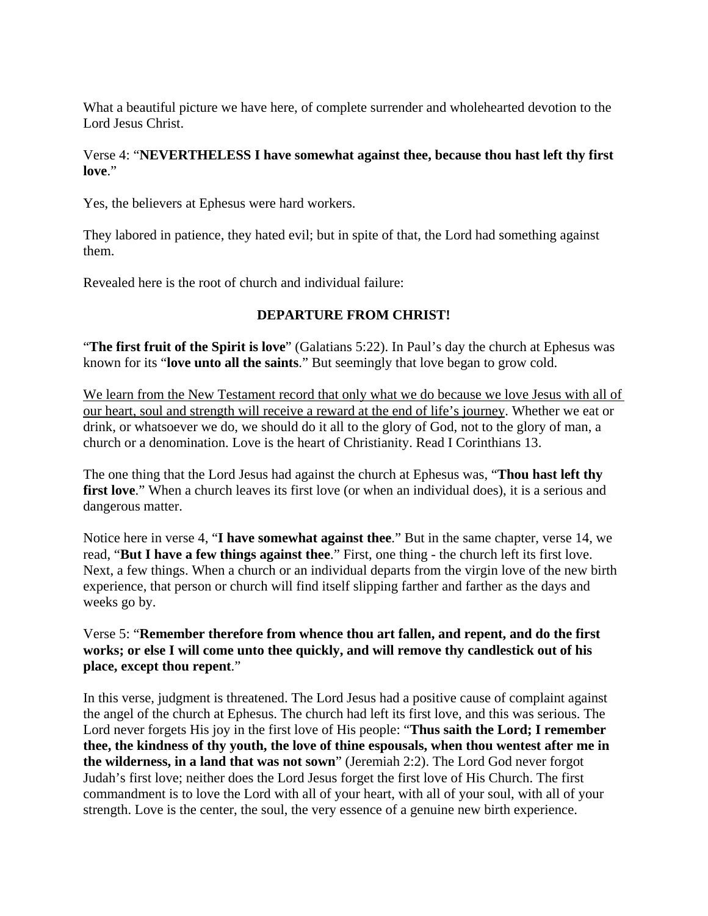What a beautiful picture we have here, of complete surrender and wholehearted devotion to the Lord Jesus Christ.

Verse 4: "**NEVERTHELESS I have somewhat against thee, because thou hast left thy first love**."

Yes, the believers at Ephesus were hard workers.

They labored in patience, they hated evil; but in spite of that, the Lord had something against them.

Revealed here is the root of church and individual failure:

**DEPARTURE FROM CHRIST!**

"**The first fruit of the Spirit is love**" (Galatians 5:22). In Paul's day the church at Ephesus was known for its "**love unto all the saints**." But seemingly that love began to grow cold.

<u>We learn from the New Testament record that only what we do because we love Jesus with all of our heart, soul and strength will receive a reward at the end of life's journey</u>. Whether we eat or drink, or whatsoever we do, we should do it all to the glory of God, not to the glory of man, a church or a denomination. Love is the heart of Christianity. Read I Corinthians 13.

The one thing that the Lord Jesus had against the church at Ephesus was, "**Thou hast left thy first love**." When a church leaves its first love (or when an individual does), it is a serious and dangerous matter.

Notice here in verse 4, "**I have somewhat against thee**." But in the same chapter, verse 14, we read, "**But I have a few things against thee**." First, one thing - the church left its first love. Next, a few things. When a church or an individual departs from the virgin love of the new birth experience, that person or church will find itself slipping farther and farther as the days and weeks go by.

Verse 5: "**Remember therefore from whence thou art fallen, and repent, and do the first works; or else I will come unto thee quickly, and will remove thy candlestick out of his place, except thou repent**."

In this verse, judgment is threatened. The Lord Jesus had a positive cause of complaint against the angel of the church at Ephesus. The church had left its first love, and this was serious. The Lord never forgets His joy in the first love of His people: "**Thus saith the Lord; I remember thee, the kindness of thy youth, the love of thine espousals, when thou wentest after me in the wilderness, in a land that was not sown**" (Jeremiah 2:2). The Lord God never forgot Judah's first love; neither does the Lord Jesus forget the first love of His Church. The first commandment is to love the Lord with all of your heart, with all of your soul, with all of your strength. Love is the center, the soul, the very essence of a genuine new birth experience.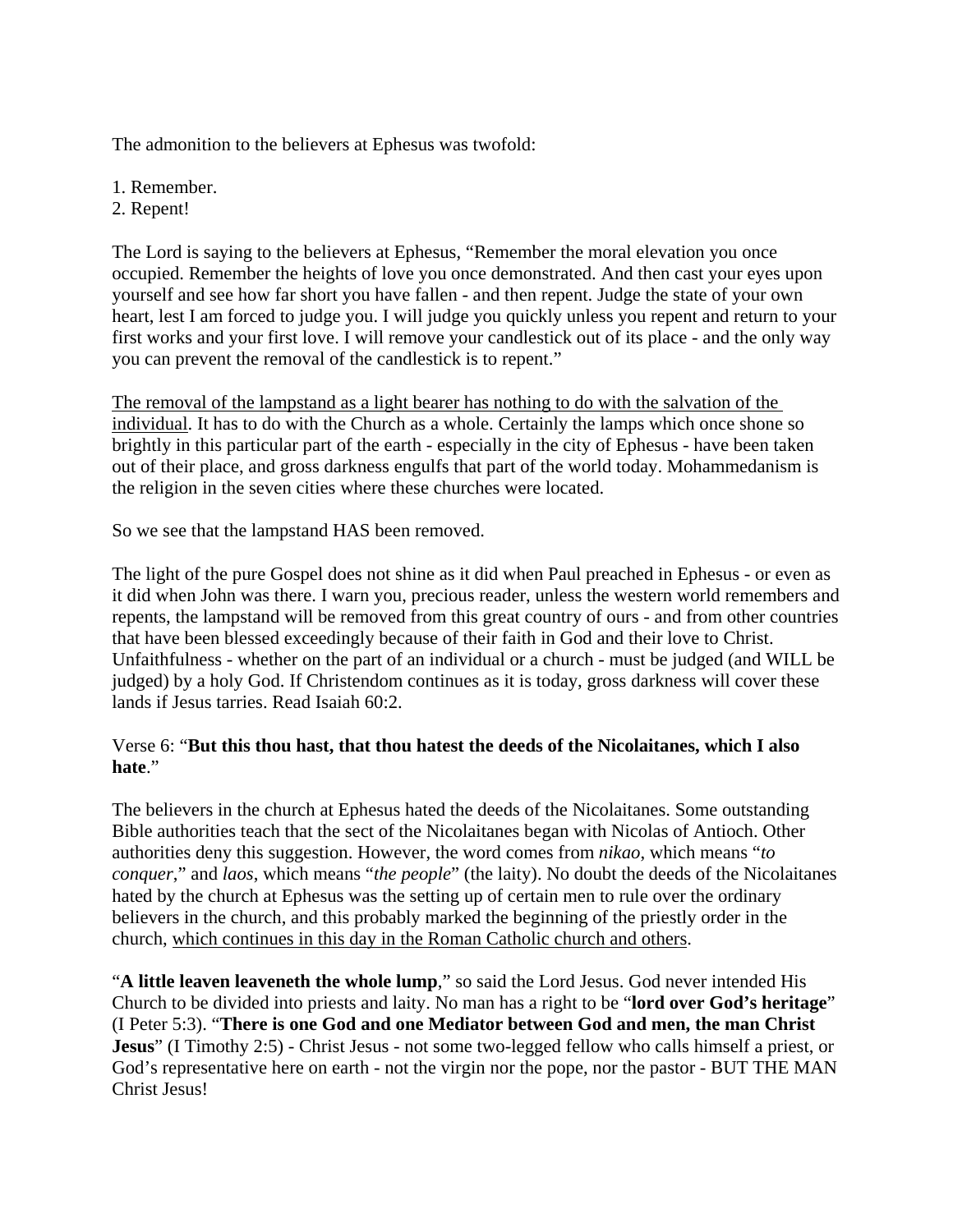The admonition to the believers at Ephesus was twofold:

1. Remember.
2. Repent!

The Lord is saying to the believers at Ephesus, "Remember the moral elevation you once occupied. Remember the heights of love you once demonstrated. And then cast your eyes upon yourself and see how far short you have fallen - and then repent. Judge the state of your own heart, lest I am forced to judge you. I will judge you quickly unless you repent and return to your first works and your first love. I will remove your candlestick out of its place - and the only way you can prevent the removal of the candlestick is to repent."

<u>The removal of the lampstand as a light bearer has nothing to do with the salvation of the individual</u>. It has to do with the Church as a whole. Certainly the lamps which once shone so brightly in this particular part of the earth - especially in the city of Ephesus - have been taken out of their place, and gross darkness engulfs that part of the world today. Mohammedanism is the religion in the seven cities where these churches were located.

So we see that the lampstand HAS been removed.

The light of the pure Gospel does not shine as it did when Paul preached in Ephesus - or even as it did when John was there. I warn you, precious reader, unless the western world remembers and repents, the lampstand will be removed from this great country of ours - and from other countries that have been blessed exceedingly because of their faith in God and their love to Christ. Unfaithfulness - whether on the part of an individual or a church - must be judged (and WILL be judged) by a holy God. If Christendom continues as it is today, gross darkness will cover these lands if Jesus tarries. Read Isaiah 60:2.

Verse 6: "**But this thou hast, that thou hatest the deeds of the Nicolaitanes, which I also hate**."

The believers in the church at Ephesus hated the deeds of the Nicolaitanes. Some outstanding Bible authorities teach that the sect of the Nicolaitanes began with Nicolas of Antioch. Other authorities deny this suggestion. However, the word comes from *nikao*, which means "*to conquer*," and *laos*, which means "*the people*" (the laity). No doubt the deeds of the Nicolaitanes hated by the church at Ephesus was the setting up of certain men to rule over the ordinary believers in the church, and this probably marked the beginning of the priestly order in the church, <u>which continues in this day in the Roman Catholic church and others</u>.

"**A little leaven leaveneth the whole lump**," so said the Lord Jesus. God never intended His Church to be divided into priests and laity. No man has a right to be "**lord over God's heritage**" (I Peter 5:3). "**There is one God and one Mediator between God and men, the man Christ Jesus**" (I Timothy 2:5) - Christ Jesus - not some two-legged fellow who calls himself a priest, or God's representative here on earth - not the virgin nor the pope, nor the pastor - BUT THE MAN Christ Jesus!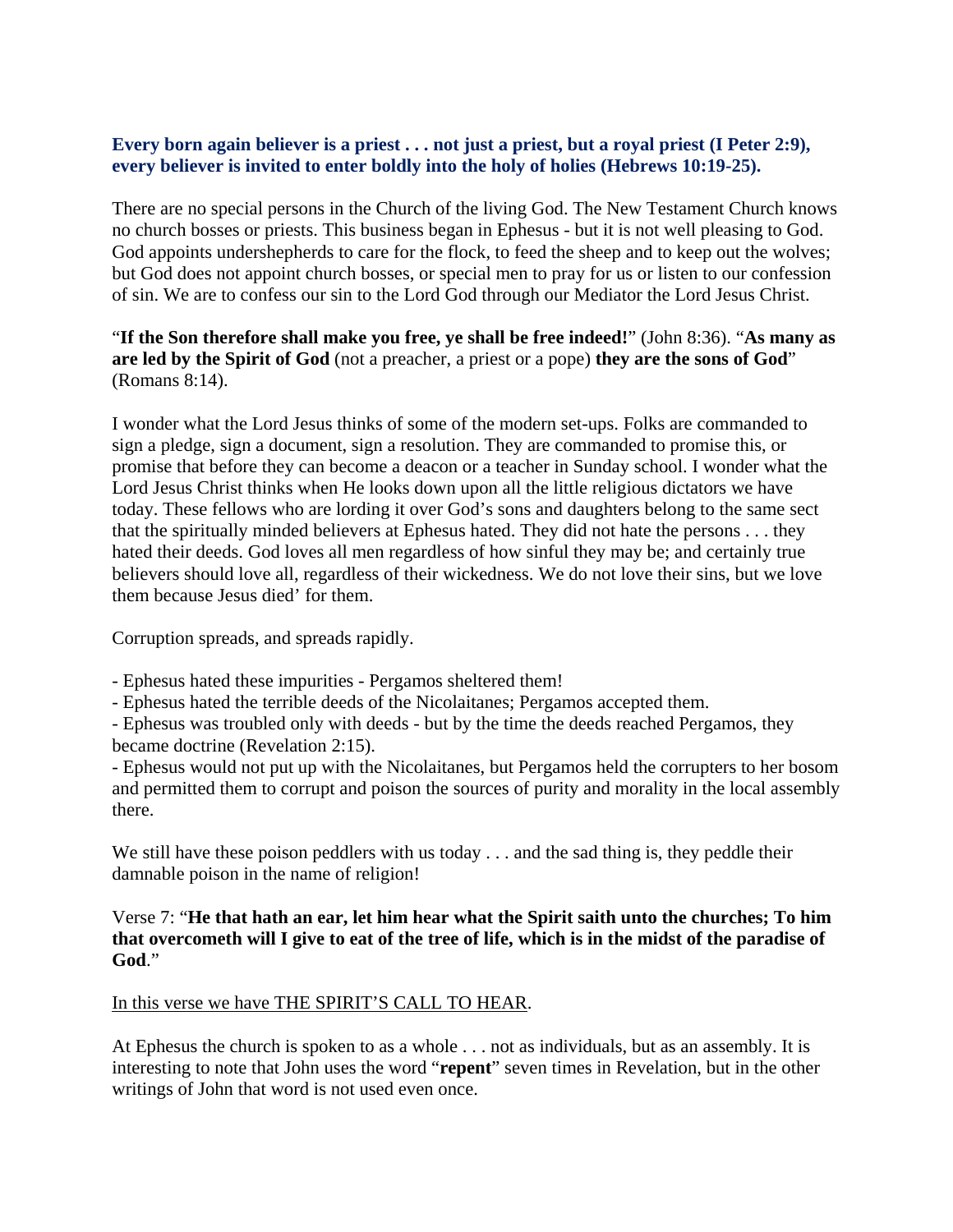**Every born again believer is a priest . . . not just a priest, but a royal priest (I Peter 2:9), every believer is invited to enter boldly into the holy of holies (Hebrews 10:19-25).**

There are no special persons in the Church of the living God. The New Testament Church knows no church bosses or priests. This business began in Ephesus - but it is not well pleasing to God. God appoints undershepherds to care for the flock, to feed the sheep and to keep out the wolves; but God does not appoint church bosses, or special men to pray for us or listen to our confession of sin. We are to confess our sin to the Lord God through our Mediator the Lord Jesus Christ.

"**If the Son therefore shall make you free, ye shall be free indeed!**" (John 8:36). "**As many as are led by the Spirit of God** (not a preacher, a priest or a pope) **they are the sons of God**" (Romans 8:14).

I wonder what the Lord Jesus thinks of some of the modern set-ups. Folks are commanded to sign a pledge, sign a document, sign a resolution. They are commanded to promise this, or promise that before they can become a deacon or a teacher in Sunday school. I wonder what the Lord Jesus Christ thinks when He looks down upon all the little religious dictators we have today. These fellows who are lording it over God's sons and daughters belong to the same sect that the spiritually minded believers at Ephesus hated. They did not hate the persons . . . they hated their deeds. God loves all men regardless of how sinful they may be; and certainly true believers should love all, regardless of their wickedness. We do not love their sins, but we love them because Jesus died' for them.

Corruption spreads, and spreads rapidly.

- Ephesus hated these impurities - Pergamos sheltered them!
- Ephesus hated the terrible deeds of the Nicolaitanes; Pergamos accepted them.
- Ephesus was troubled only with deeds - but by the time the deeds reached Pergamos, they became doctrine (Revelation 2:15).
- Ephesus would not put up with the Nicolaitanes, but Pergamos held the corrupters to her bosom and permitted them to corrupt and poison the sources of purity and morality in the local assembly there.

We still have these poison peddlers with us today . . . and the sad thing is, they peddle their damnable poison in the name of religion!

Verse 7: "**He that hath an ear, let him hear what the Spirit saith unto the churches; To him that overcometh will I give to eat of the tree of life, which is in the midst of the paradise of God**."

In this verse we have THE SPIRIT'S CALL TO HEAR.

At Ephesus the church is spoken to as a whole . . . not as individuals, but as an assembly. It is interesting to note that John uses the word "**repent**" seven times in Revelation, but in the other writings of John that word is not used even once.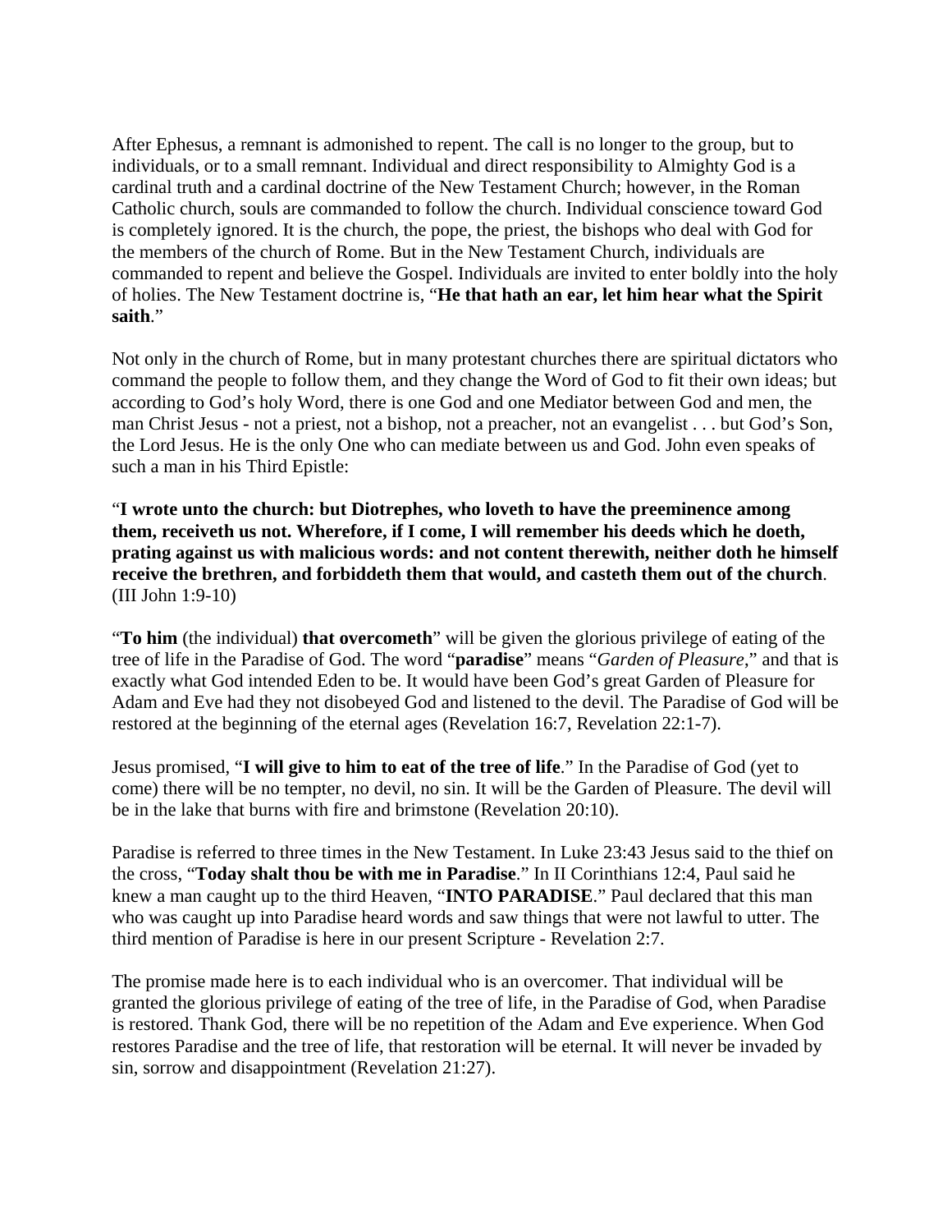After Ephesus, a remnant is admonished to repent. The call is no longer to the group, but to individuals, or to a small remnant. Individual and direct responsibility to Almighty God is a cardinal truth and a cardinal doctrine of the New Testament Church; however, in the Roman Catholic church, souls are commanded to follow the church. Individual conscience toward God is completely ignored. It is the church, the pope, the priest, the bishops who deal with God for the members of the church of Rome. But in the New Testament Church, individuals are commanded to repent and believe the Gospel. Individuals are invited to enter boldly into the holy of holies. The New Testament doctrine is, "**He that hath an ear, let him hear what the Spirit saith**."

Not only in the church of Rome, but in many protestant churches there are spiritual dictators who command the people to follow them, and they change the Word of God to fit their own ideas; but according to God's holy Word, there is one God and one Mediator between God and men, the man Christ Jesus - not a priest, not a bishop, not a preacher, not an evangelist . . . but God's Son, the Lord Jesus. He is the only One who can mediate between us and God. John even speaks of such a man in his Third Epistle:

"**I wrote unto the church: but Diotrephes, who loveth to have the preeminence among them, receiveth us not. Wherefore, if I come, I will remember his deeds which he doeth, prating against us with malicious words: and not content therewith, neither doth he himself receive the brethren, and forbiddeth them that would, and casteth them out of the church**. (III John 1:9-10)

"**To him** (the individual) **that overcometh**" will be given the glorious privilege of eating of the tree of life in the Paradise of God. The word "**paradise**" means "*Garden of Pleasure*," and that is exactly what God intended Eden to be. It would have been God's great Garden of Pleasure for Adam and Eve had they not disobeyed God and listened to the devil. The Paradise of God will be restored at the beginning of the eternal ages (Revelation 16:7, Revelation 22:1-7).

Jesus promised, "**I will give to him to eat of the tree of life**." In the Paradise of God (yet to come) there will be no tempter, no devil, no sin. It will be the Garden of Pleasure. The devil will be in the lake that burns with fire and brimstone (Revelation 20:10).

Paradise is referred to three times in the New Testament. In Luke 23:43 Jesus said to the thief on the cross, "**Today shalt thou be with me in Paradise**." In II Corinthians 12:4, Paul said he knew a man caught up to the third Heaven, "**INTO PARADISE**." Paul declared that this man who was caught up into Paradise heard words and saw things that were not lawful to utter. The third mention of Paradise is here in our present Scripture - Revelation 2:7.

The promise made here is to each individual who is an overcomer. That individual will be granted the glorious privilege of eating of the tree of life, in the Paradise of God, when Paradise is restored. Thank God, there will be no repetition of the Adam and Eve experience. When God restores Paradise and the tree of life, that restoration will be eternal. It will never be invaded by sin, sorrow and disappointment (Revelation 21:27).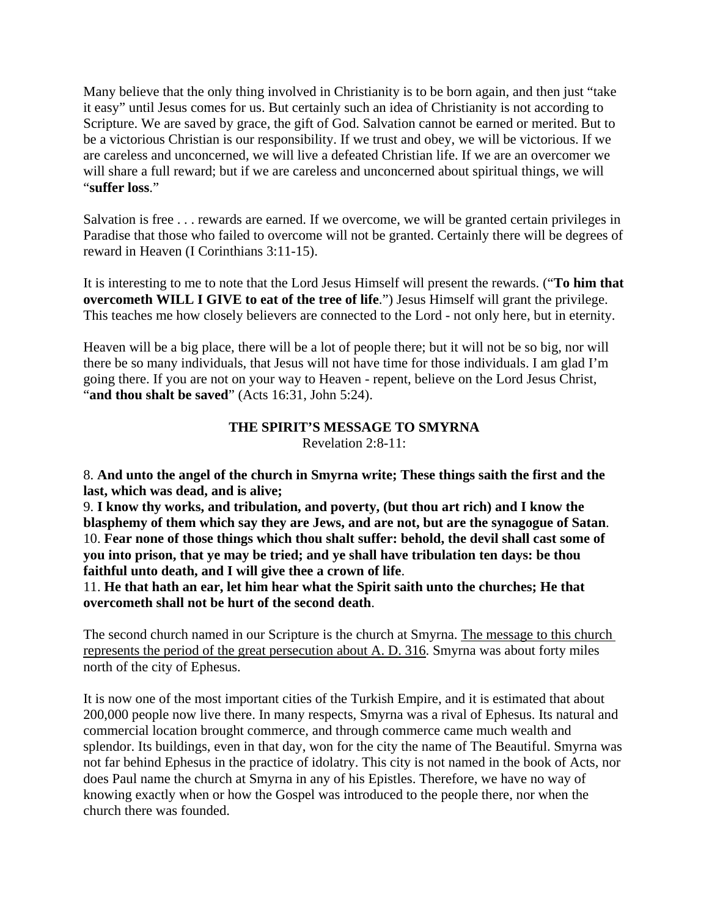Many believe that the only thing involved in Christianity is to be born again, and then just "take it easy" until Jesus comes for us. But certainly such an idea of Christianity is not according to Scripture. We are saved by grace, the gift of God. Salvation cannot be earned or merited. But to be a victorious Christian is our responsibility. If we trust and obey, we will be victorious. If we are careless and unconcerned, we will live a defeated Christian life. If we are an overcomer we will share a full reward; but if we are careless and unconcerned about spiritual things, we will "**suffer loss**."

Salvation is free . . . rewards are earned. If we overcome, we will be granted certain privileges in Paradise that those who failed to overcome will not be granted. Certainly there will be degrees of reward in Heaven (I Corinthians 3:11-15).

It is interesting to me to note that the Lord Jesus Himself will present the rewards. ("**To him that overcometh WILL I GIVE to eat of the tree of life**.") Jesus Himself will grant the privilege. This teaches me how closely believers are connected to the Lord - not only here, but in eternity.

Heaven will be a big place, there will be a lot of people there; but it will not be so big, nor will there be so many individuals, that Jesus will not have time for those individuals. I am glad I'm going there. If you are not on your way to Heaven - repent, believe on the Lord Jesus Christ, "**and thou shalt be saved**" (Acts 16:31, John 5:24).

## THE SPIRIT'S MESSAGE TO SMYRNA

Revelation 2:8-11:

8. **And unto the angel of the church in Smyrna write; These things saith the first and the last, which was dead, and is alive;**
9. **I know thy works, and tribulation, and poverty, (but thou art rich) and I know the blasphemy of them which say they are Jews, and are not, but are the synagogue of Satan**.
10. **Fear none of those things which thou shalt suffer: behold, the devil shall cast some of you into prison, that ye may be tried; and ye shall have tribulation ten days: be thou faithful unto death, and I will give thee a crown of life**.
11. **He that hath an ear, let him hear what the Spirit saith unto the churches; He that overcometh shall not be hurt of the second death**.

The second church named in our Scripture is the church at Smyrna. <u>The message to this church represents the period of the great persecution about A. D. 316</u>. Smyrna was about forty miles north of the city of Ephesus.

It is now one of the most important cities of the Turkish Empire, and it is estimated that about 200,000 people now live there. In many respects, Smyrna was a rival of Ephesus. Its natural and commercial location brought commerce, and through commerce came much wealth and splendor. Its buildings, even in that day, won for the city the name of The Beautiful. Smyrna was not far behind Ephesus in the practice of idolatry. This city is not named in the book of Acts, nor does Paul name the church at Smyrna in any of his Epistles. Therefore, we have no way of knowing exactly when or how the Gospel was introduced to the people there, nor when the church there was founded.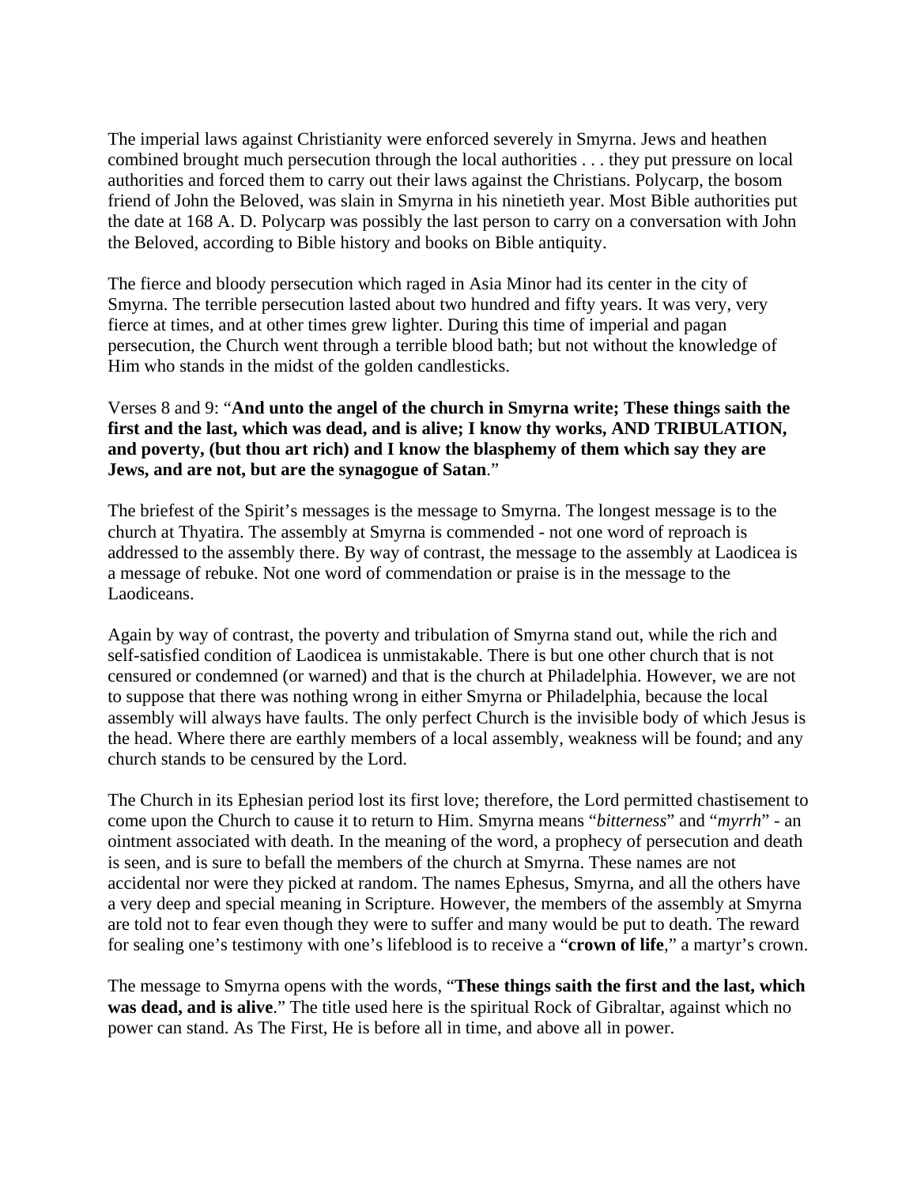The imperial laws against Christianity were enforced severely in Smyrna. Jews and heathen combined brought much persecution through the local authorities . . . they put pressure on local authorities and forced them to carry out their laws against the Christians. Polycarp, the bosom friend of John the Beloved, was slain in Smyrna in his ninetieth year. Most Bible authorities put the date at 168 A. D. Polycarp was possibly the last person to carry on a conversation with John the Beloved, according to Bible history and books on Bible antiquity.

The fierce and bloody persecution which raged in Asia Minor had its center in the city of Smyrna. The terrible persecution lasted about two hundred and fifty years. It was very, very fierce at times, and at other times grew lighter. During this time of imperial and pagan persecution, the Church went through a terrible blood bath; but not without the knowledge of Him who stands in the midst of the golden candlesticks.

Verses 8 and 9: "**And unto the angel of the church in Smyrna write; These things saith the first and the last, which was dead, and is alive; I know thy works, AND TRIBULATION, and poverty, (but thou art rich) and I know the blasphemy of them which say they are Jews, and are not, but are the synagogue of Satan**."

The briefest of the Spirit's messages is the message to Smyrna. The longest message is to the church at Thyatira. The assembly at Smyrna is commended - not one word of reproach is addressed to the assembly there. By way of contrast, the message to the assembly at Laodicea is a message of rebuke. Not one word of commendation or praise is in the message to the Laodiceans.

Again by way of contrast, the poverty and tribulation of Smyrna stand out, while the rich and self-satisfied condition of Laodicea is unmistakable. There is but one other church that is not censured or condemned (or warned) and that is the church at Philadelphia. However, we are not to suppose that there was nothing wrong in either Smyrna or Philadelphia, because the local assembly will always have faults. The only perfect Church is the invisible body of which Jesus is the head. Where there are earthly members of a local assembly, weakness will be found; and any church stands to be censured by the Lord.

The Church in its Ephesian period lost its first love; therefore, the Lord permitted chastisement to come upon the Church to cause it to return to Him. Smyrna means "*bitterness*" and "*myrrh*" - an ointment associated with death. In the meaning of the word, a prophecy of persecution and death is seen, and is sure to befall the members of the church at Smyrna. These names are not accidental nor were they picked at random. The names Ephesus, Smyrna, and all the others have a very deep and special meaning in Scripture. However, the members of the assembly at Smyrna are told not to fear even though they were to suffer and many would be put to death. The reward for sealing one's testimony with one's lifeblood is to receive a "**crown of life**," a martyr's crown.

The message to Smyrna opens with the words, "**These things saith the first and the last, which was dead, and is alive**." The title used here is the spiritual Rock of Gibraltar, against which no power can stand. As The First, He is before all in time, and above all in power.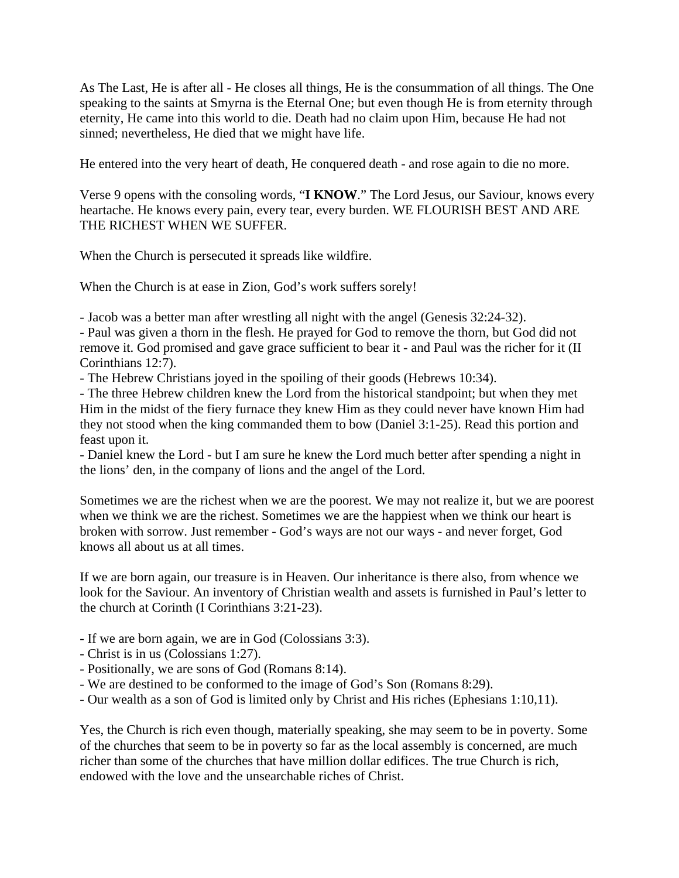As The Last, He is after all - He closes all things, He is the consummation of all things. The One speaking to the saints at Smyrna is the Eternal One; but even though He is from eternity through eternity, He came into this world to die. Death had no claim upon Him, because He had not sinned; nevertheless, He died that we might have life.

He entered into the very heart of death, He conquered death - and rose again to die no more.

Verse 9 opens with the consoling words, "**I KNOW**." The Lord Jesus, our Saviour, knows every heartache. He knows every pain, every tear, every burden. WE FLOURISH BEST AND ARE THE RICHEST WHEN WE SUFFER.

When the Church is persecuted it spreads like wildfire.

When the Church is at ease in Zion, God's work suffers sorely!

- Jacob was a better man after wrestling all night with the angel (Genesis 32:24-32).
- Paul was given a thorn in the flesh. He prayed for God to remove the thorn, but God did not remove it. God promised and gave grace sufficient to bear it - and Paul was the richer for it (II Corinthians 12:7).
- The Hebrew Christians joyed in the spoiling of their goods (Hebrews 10:34).
- The three Hebrew children knew the Lord from the historical standpoint; but when they met Him in the midst of the fiery furnace they knew Him as they could never have known Him had they not stood when the king commanded them to bow (Daniel 3:1-25). Read this portion and feast upon it.
- Daniel knew the Lord - but I am sure he knew the Lord much better after spending a night in the lions' den, in the company of lions and the angel of the Lord.

Sometimes we are the richest when we are the poorest. We may not realize it, but we are poorest when we think we are the richest. Sometimes we are the happiest when we think our heart is broken with sorrow. Just remember - God's ways are not our ways - and never forget, God knows all about us at all times.

If we are born again, our treasure is in Heaven. Our inheritance is there also, from whence we look for the Saviour. An inventory of Christian wealth and assets is furnished in Paul's letter to the church at Corinth (I Corinthians 3:21-23).

- If we are born again, we are in God (Colossians 3:3).
- Christ is in us (Colossians 1:27).
- Positionally, we are sons of God (Romans 8:14).
- We are destined to be conformed to the image of God's Son (Romans 8:29).
- Our wealth as a son of God is limited only by Christ and His riches (Ephesians 1:10,11).

Yes, the Church is rich even though, materially speaking, she may seem to be in poverty. Some of the churches that seem to be in poverty so far as the local assembly is concerned, are much richer than some of the churches that have million dollar edifices. The true Church is rich, endowed with the love and the unsearchable riches of Christ.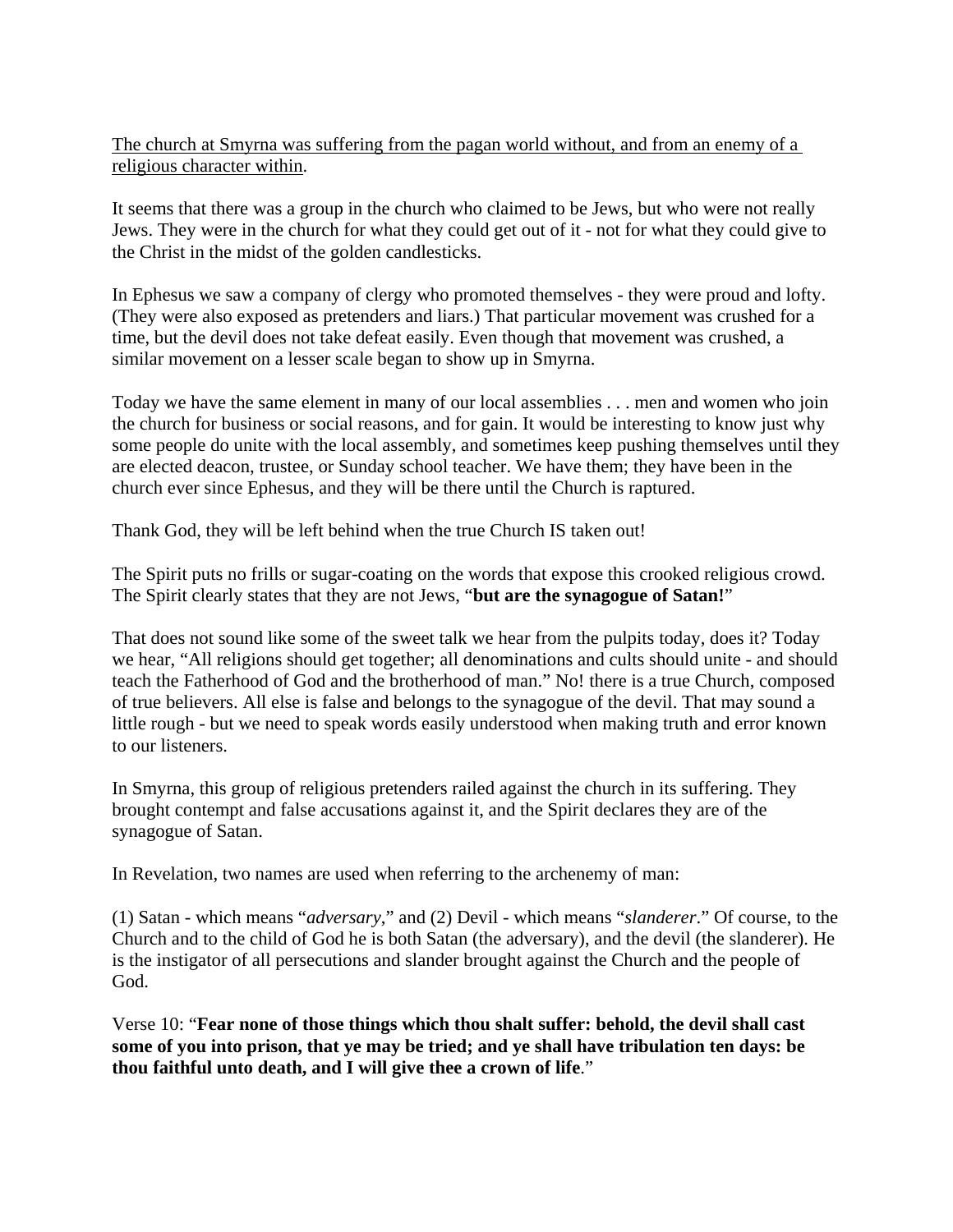<u>The church at Smyrna was suffering from the pagan world without, and from an enemy of a religious character within</u>.

It seems that there was a group in the church who claimed to be Jews, but who were not really Jews. They were in the church for what they could get out of it - not for what they could give to the Christ in the midst of the golden candlesticks.

In Ephesus we saw a company of clergy who promoted themselves - they were proud and lofty. (They were also exposed as pretenders and liars.) That particular movement was crushed for a time, but the devil does not take defeat easily. Even though that movement was crushed, a similar movement on a lesser scale began to show up in Smyrna.

Today we have the same element in many of our local assemblies . . . men and women who join the church for business or social reasons, and for gain. It would be interesting to know just why some people do unite with the local assembly, and sometimes keep pushing themselves until they are elected deacon, trustee, or Sunday school teacher. We have them; they have been in the church ever since Ephesus, and they will be there until the Church is raptured.

Thank God, they will be left behind when the true Church IS taken out!

The Spirit puts no frills or sugar-coating on the words that expose this crooked religious crowd. The Spirit clearly states that they are not Jews, "**but are the synagogue of Satan!**"

That does not sound like some of the sweet talk we hear from the pulpits today, does it? Today we hear, "All religions should get together; all denominations and cults should unite - and should teach the Fatherhood of God and the brotherhood of man." No! there is a true Church, composed of true believers. All else is false and belongs to the synagogue of the devil. That may sound a little rough - but we need to speak words easily understood when making truth and error known to our listeners.

In Smyrna, this group of religious pretenders railed against the church in its suffering. They brought contempt and false accusations against it, and the Spirit declares they are of the synagogue of Satan.

In Revelation, two names are used when referring to the archenemy of man:

(1) Satan - which means "*adversary*," and (2) Devil - which means "*slanderer*." Of course, to the Church and to the child of God he is both Satan (the adversary), and the devil (the slanderer). He is the instigator of all persecutions and slander brought against the Church and the people of God.

Verse 10: "**Fear none of those things which thou shalt suffer: behold, the devil shall cast some of you into prison, that ye may be tried; and ye shall have tribulation ten days: be thou faithful unto death, and I will give thee a crown of life**."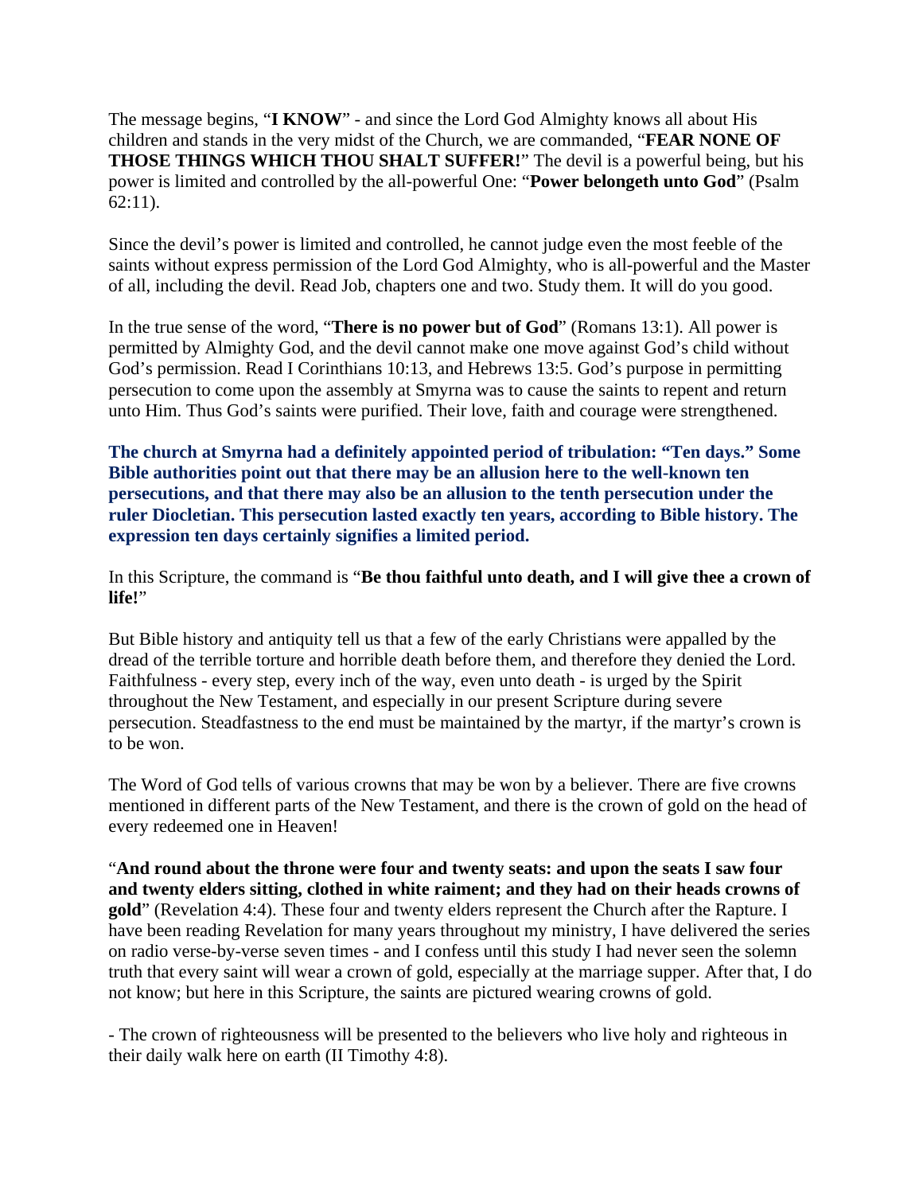The message begins, "**I KNOW**" - and since the Lord God Almighty knows all about His children and stands in the very midst of the Church, we are commanded, "**FEAR NONE OF THOSE THINGS WHICH THOU SHALT SUFFER!**" The devil is a powerful being, but his power is limited and controlled by the all-powerful One: "**Power belongeth unto God**" (Psalm 62:11).

Since the devil's power is limited and controlled, he cannot judge even the most feeble of the saints without express permission of the Lord God Almighty, who is all-powerful and the Master of all, including the devil. Read Job, chapters one and two. Study them. It will do you good.

In the true sense of the word, "**There is no power but of God**" (Romans 13:1). All power is permitted by Almighty God, and the devil cannot make one move against God's child without God's permission. Read I Corinthians 10:13, and Hebrews 13:5. God's purpose in permitting persecution to come upon the assembly at Smyrna was to cause the saints to repent and return unto Him. Thus God's saints were purified. Their love, faith and courage were strengthened.

**The church at Smyrna had a definitely appointed period of tribulation: "Ten days." Some Bible authorities point out that there may be an allusion here to the well-known ten persecutions, and that there may also be an allusion to the tenth persecution under the ruler Diocletian. This persecution lasted exactly ten years, according to Bible history. The expression ten days certainly signifies a limited period.**

In this Scripture, the command is "**Be thou faithful unto death, and I will give thee a crown of life!**"

But Bible history and antiquity tell us that a few of the early Christians were appalled by the dread of the terrible torture and horrible death before them, and therefore they denied the Lord. Faithfulness - every step, every inch of the way, even unto death - is urged by the Spirit throughout the New Testament, and especially in our present Scripture during severe persecution. Steadfastness to the end must be maintained by the martyr, if the martyr's crown is to be won.

The Word of God tells of various crowns that may be won by a believer. There are five crowns mentioned in different parts of the New Testament, and there is the crown of gold on the head of every redeemed one in Heaven!

"**And round about the throne were four and twenty seats: and upon the seats I saw four and twenty elders sitting, clothed in white raiment; and they had on their heads crowns of gold**" (Revelation 4:4). These four and twenty elders represent the Church after the Rapture. I have been reading Revelation for many years throughout my ministry, I have delivered the series on radio verse-by-verse seven times - and I confess until this study I had never seen the solemn truth that every saint will wear a crown of gold, especially at the marriage supper. After that, I do not know; but here in this Scripture, the saints are pictured wearing crowns of gold.

- The crown of righteousness will be presented to the believers who live holy and righteous in their daily walk here on earth (II Timothy 4:8).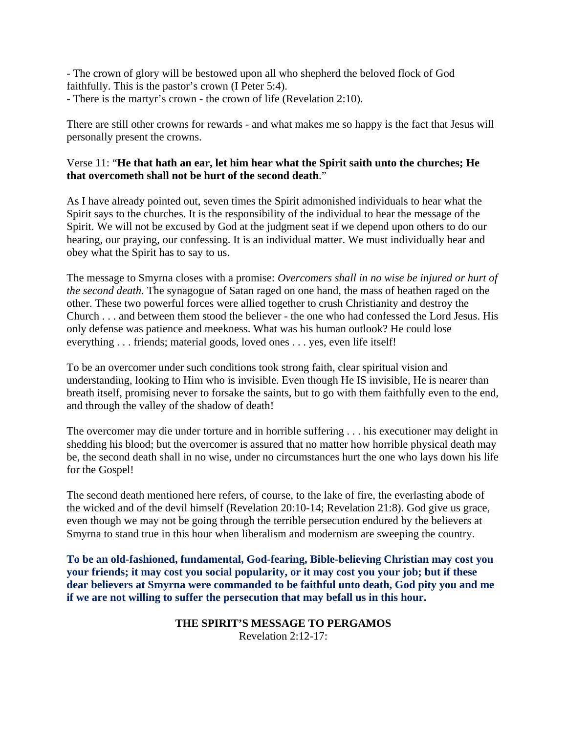- The crown of glory will be bestowed upon all who shepherd the beloved flock of God faithfully. This is the pastor's crown (I Peter 5:4).
- There is the martyr's crown - the crown of life (Revelation 2:10).

There are still other crowns for rewards - and what makes me so happy is the fact that Jesus will personally present the crowns.

Verse 11: "**He that hath an ear, let him hear what the Spirit saith unto the churches; He that overcometh shall not be hurt of the second death**."

As I have already pointed out, seven times the Spirit admonished individuals to hear what the Spirit says to the churches. It is the responsibility of the individual to hear the message of the Spirit. We will not be excused by God at the judgment seat if we depend upon others to do our hearing, our praying, our confessing. It is an individual matter. We must individually hear and obey what the Spirit has to say to us.

The message to Smyrna closes with a promise: *Overcomers shall in no wise be injured or hurt of the second death*. The synagogue of Satan raged on one hand, the mass of heathen raged on the other. These two powerful forces were allied together to crush Christianity and destroy the Church . . . and between them stood the believer - the one who had confessed the Lord Jesus. His only defense was patience and meekness. What was his human outlook? He could lose everything . . . friends; material goods, loved ones . . . yes, even life itself!

To be an overcomer under such conditions took strong faith, clear spiritual vision and understanding, looking to Him who is invisible. Even though He IS invisible, He is nearer than breath itself, promising never to forsake the saints, but to go with them faithfully even to the end, and through the valley of the shadow of death!

The overcomer may die under torture and in horrible suffering . . . his executioner may delight in shedding his blood; but the overcomer is assured that no matter how horrible physical death may be, the second death shall in no wise, under no circumstances hurt the one who lays down his life for the Gospel!

The second death mentioned here refers, of course, to the lake of fire, the everlasting abode of the wicked and of the devil himself (Revelation 20:10-14; Revelation 21:8). God give us grace, even though we may not be going through the terrible persecution endured by the believers at Smyrna to stand true in this hour when liberalism and modernism are sweeping the country.

**To be an old-fashioned, fundamental, God-fearing, Bible-believing Christian may cost you your friends; it may cost you social popularity, or it may cost you your job; but if these dear believers at Smyrna were commanded to be faithful unto death, God pity you and me if we are not willing to suffer the persecution that may befall us in this hour.**

## THE SPIRIT'S MESSAGE TO PERGAMOS

Revelation 2:12-17: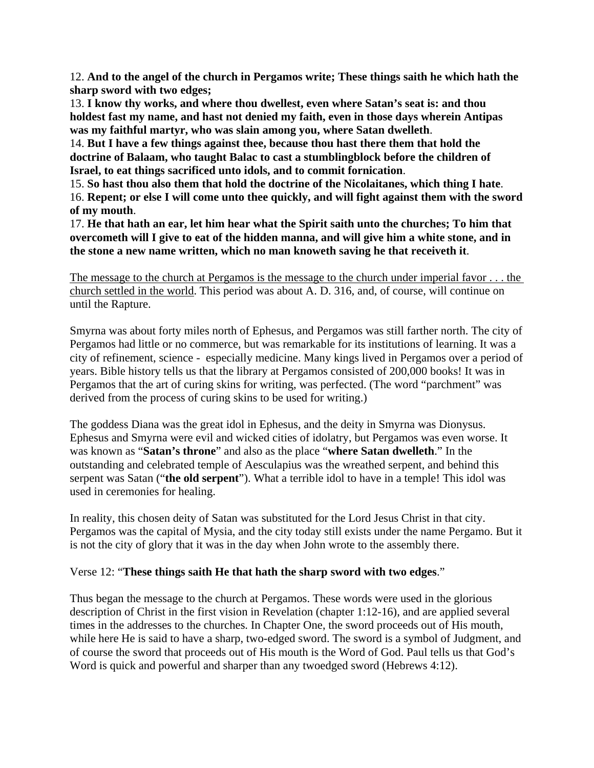12. **And to the angel of the church in Pergamos write; These things saith he which hath the sharp sword with two edges;**
13. **I know thy works, and where thou dwellest, even where Satan's seat is: and thou holdest fast my name, and hast not denied my faith, even in those days wherein Antipas was my faithful martyr, who was slain among you, where Satan dwelleth**.
14. **But I have a few things against thee, because thou hast there them that hold the doctrine of Balaam, who taught Balac to cast a stumblingblock before the children of Israel, to eat things sacrificed unto idols, and to commit fornication**.
15. **So hast thou also them that hold the doctrine of the Nicolaitanes, which thing I hate**.
16. **Repent; or else I will come unto thee quickly, and will fight against them with the sword of my mouth**.
17. **He that hath an ear, let him hear what the Spirit saith unto the churches; To him that overcometh will I give to eat of the hidden manna, and will give him a white stone, and in the stone a new name written, which no man knoweth saving he that receiveth it**.

<u>The message to the church at Pergamos is the message to the church under imperial favor . . . the church settled in the world</u>. This period was about A. D. 316, and, of course, will continue on until the Rapture.

Smyrna was about forty miles north of Ephesus, and Pergamos was still farther north. The city of Pergamos had little or no commerce, but was remarkable for its institutions of learning. It was a city of refinement, science - especially medicine. Many kings lived in Pergamos over a period of years. Bible history tells us that the library at Pergamos consisted of 200,000 books! It was in Pergamos that the art of curing skins for writing, was perfected. (The word "parchment" was derived from the process of curing skins to be used for writing.)

The goddess Diana was the great idol in Ephesus, and the deity in Smyrna was Dionysus. Ephesus and Smyrna were evil and wicked cities of idolatry, but Pergamos was even worse. It was known as "**Satan's throne**" and also as the place "**where Satan dwelleth**." In the outstanding and celebrated temple of Aesculapius was the wreathed serpent, and behind this serpent was Satan ("**the old serpent**"). What a terrible idol to have in a temple! This idol was used in ceremonies for healing.

In reality, this chosen deity of Satan was substituted for the Lord Jesus Christ in that city. Pergamos was the capital of Mysia, and the city today still exists under the name Pergamo. But it is not the city of glory that it was in the day when John wrote to the assembly there.

Verse 12: "**These things saith He that hath the sharp sword with two edges**."

Thus began the message to the church at Pergamos. These words were used in the glorious description of Christ in the first vision in Revelation (chapter 1:12-16), and are applied several times in the addresses to the churches. In Chapter One, the sword proceeds out of His mouth, while here He is said to have a sharp, two-edged sword. The sword is a symbol of Judgment, and of course the sword that proceeds out of His mouth is the Word of God. Paul tells us that God's Word is quick and powerful and sharper than any twoedged sword (Hebrews 4:12).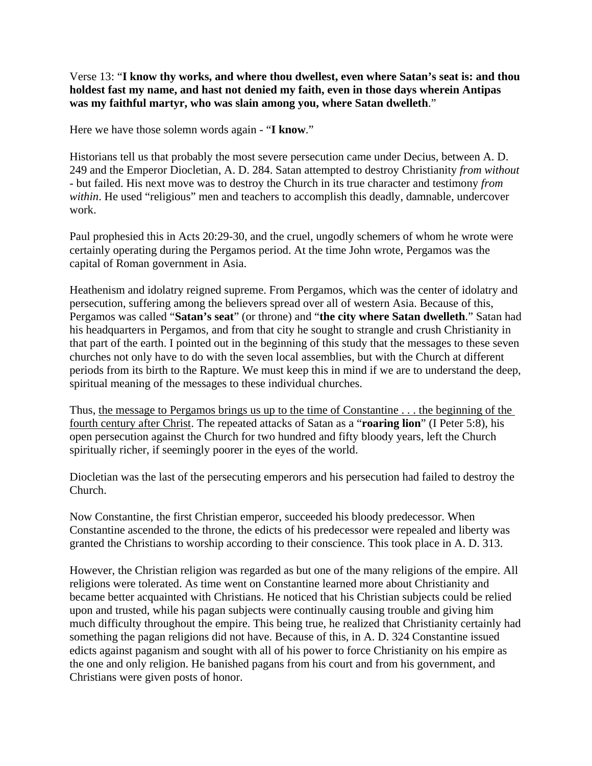Verse 13: "**I know thy works, and where thou dwellest, even where Satan's seat is: and thou holdest fast my name, and hast not denied my faith, even in those days wherein Antipas was my faithful martyr, who was slain among you, where Satan dwelleth**."

Here we have those solemn words again - "**I know**."

Historians tell us that probably the most severe persecution came under Decius, between A. D. 249 and the Emperor Diocletian, A. D. 284. Satan attempted to destroy Christianity *from without* - but failed. His next move was to destroy the Church in its true character and testimony *from within*. He used "religious" men and teachers to accomplish this deadly, damnable, undercover work.

Paul prophesied this in Acts 20:29-30, and the cruel, ungodly schemers of whom he wrote were certainly operating during the Pergamos period. At the time John wrote, Pergamos was the capital of Roman government in Asia.

Heathenism and idolatry reigned supreme. From Pergamos, which was the center of idolatry and persecution, suffering among the believers spread over all of western Asia. Because of this, Pergamos was called "**Satan's seat**" (or throne) and "**the city where Satan dwelleth**." Satan had his headquarters in Pergamos, and from that city he sought to strangle and crush Christianity in that part of the earth. I pointed out in the beginning of this study that the messages to these seven churches not only have to do with the seven local assemblies, but with the Church at different periods from its birth to the Rapture. We must keep this in mind if we are to understand the deep, spiritual meaning of the messages to these individual churches.

Thus, <u>the message to Pergamos brings us up to the time of Constantine . . . the beginning of the fourth century after Christ</u>. The repeated attacks of Satan as a "**roaring lion**" (I Peter 5:8), his open persecution against the Church for two hundred and fifty bloody years, left the Church spiritually richer, if seemingly poorer in the eyes of the world.

Diocletian was the last of the persecuting emperors and his persecution had failed to destroy the Church.

Now Constantine, the first Christian emperor, succeeded his bloody predecessor. When Constantine ascended to the throne, the edicts of his predecessor were repealed and liberty was granted the Christians to worship according to their conscience. This took place in A. D. 313.

However, the Christian religion was regarded as but one of the many religions of the empire. All religions were tolerated. As time went on Constantine learned more about Christianity and became better acquainted with Christians. He noticed that his Christian subjects could be relied upon and trusted, while his pagan subjects were continually causing trouble and giving him much difficulty throughout the empire. This being true, he realized that Christianity certainly had something the pagan religions did not have. Because of this, in A. D. 324 Constantine issued edicts against paganism and sought with all of his power to force Christianity on his empire as the one and only religion. He banished pagans from his court and from his government, and Christians were given posts of honor.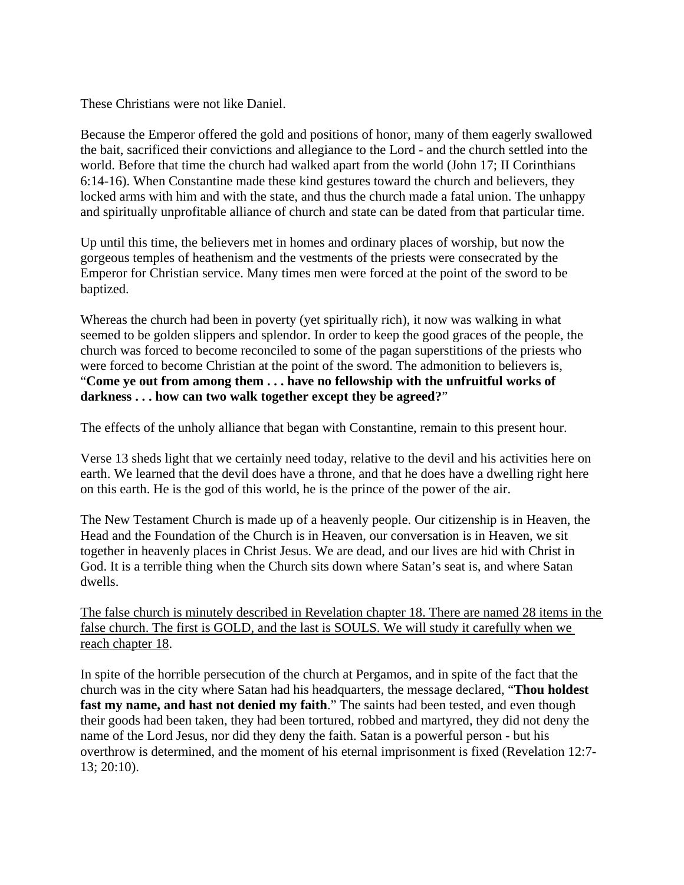These Christians were not like Daniel.

Because the Emperor offered the gold and positions of honor, many of them eagerly swallowed the bait, sacrificed their convictions and allegiance to the Lord - and the church settled into the world. Before that time the church had walked apart from the world (John 17; II Corinthians 6:14-16). When Constantine made these kind gestures toward the church and believers, they locked arms with him and with the state, and thus the church made a fatal union. The unhappy and spiritually unprofitable alliance of church and state can be dated from that particular time.

Up until this time, the believers met in homes and ordinary places of worship, but now the gorgeous temples of heathenism and the vestments of the priests were consecrated by the Emperor for Christian service. Many times men were forced at the point of the sword to be baptized.

Whereas the church had been in poverty (yet spiritually rich), it now was walking in what seemed to be golden slippers and splendor. In order to keep the good graces of the people, the church was forced to become reconciled to some of the pagan superstitions of the priests who were forced to become Christian at the point of the sword. The admonition to believers is, "**Come ye out from among them . . . have no fellowship with the unfruitful works of darkness . . . how can two walk together except they be agreed?**"

The effects of the unholy alliance that began with Constantine, remain to this present hour.

Verse 13 sheds light that we certainly need today, relative to the devil and his activities here on earth. We learned that the devil does have a throne, and that he does have a dwelling right here on this earth. He is the god of this world, he is the prince of the power of the air.

The New Testament Church is made up of a heavenly people. Our citizenship is in Heaven, the Head and the Foundation of the Church is in Heaven, our conversation is in Heaven, we sit together in heavenly places in Christ Jesus. We are dead, and our lives are hid with Christ in God. It is a terrible thing when the Church sits down where Satan's seat is, and where Satan dwells.

<u>The false church is minutely described in Revelation chapter 18. There are named 28 items in the false church. The first is GOLD, and the last is SOULS. We will study it carefully when we reach chapter 18</u>.

In spite of the horrible persecution of the church at Pergamos, and in spite of the fact that the church was in the city where Satan had his headquarters, the message declared, "**Thou holdest fast my name, and hast not denied my faith**." The saints had been tested, and even though their goods had been taken, they had been tortured, robbed and martyred, they did not deny the name of the Lord Jesus, nor did they deny the faith. Satan is a powerful person - but his overthrow is determined, and the moment of his eternal imprisonment is fixed (Revelation 12:7-13; 20:10).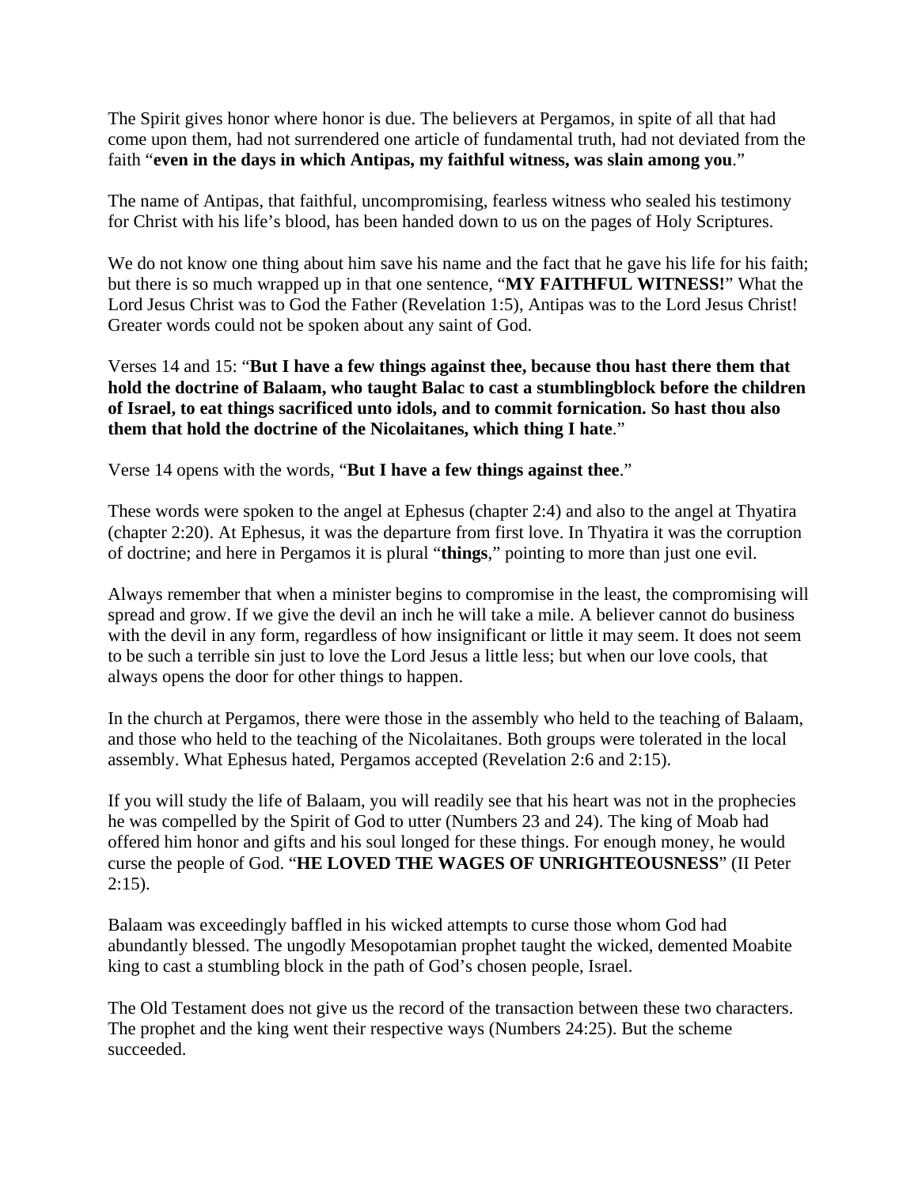The Spirit gives honor where honor is due. The believers at Pergamos, in spite of all that had come upon them, had not surrendered one article of fundamental truth, had not deviated from the faith "**even in the days in which Antipas, my faithful witness, was slain among you**."

The name of Antipas, that faithful, uncompromising, fearless witness who sealed his testimony for Christ with his life's blood, has been handed down to us on the pages of Holy Scriptures.

We do not know one thing about him save his name and the fact that he gave his life for his faith; but there is so much wrapped up in that one sentence, "**MY FAITHFUL WITNESS!**" What the Lord Jesus Christ was to God the Father (Revelation 1:5), Antipas was to the Lord Jesus Christ! Greater words could not be spoken about any saint of God.

Verses 14 and 15: "**But I have a few things against thee, because thou hast there them that hold the doctrine of Balaam, who taught Balac to cast a stumblingblock before the children of Israel, to eat things sacrificed unto idols, and to commit fornication. So hast thou also them that hold the doctrine of the Nicolaitanes, which thing I hate**."

Verse 14 opens with the words, "**But I have a few things against thee**."

These words were spoken to the angel at Ephesus (chapter 2:4) and also to the angel at Thyatira (chapter 2:20). At Ephesus, it was the departure from first love. In Thyatira it was the corruption of doctrine; and here in Pergamos it is plural "**things**," pointing to more than just one evil.

Always remember that when a minister begins to compromise in the least, the compromising will spread and grow. If we give the devil an inch he will take a mile. A believer cannot do business with the devil in any form, regardless of how insignificant or little it may seem. It does not seem to be such a terrible sin just to love the Lord Jesus a little less; but when our love cools, that always opens the door for other things to happen.

In the church at Pergamos, there were those in the assembly who held to the teaching of Balaam, and those who held to the teaching of the Nicolaitanes. Both groups were tolerated in the local assembly. What Ephesus hated, Pergamos accepted (Revelation 2:6 and 2:15).

If you will study the life of Balaam, you will readily see that his heart was not in the prophecies he was compelled by the Spirit of God to utter (Numbers 23 and 24). The king of Moab had offered him honor and gifts and his soul longed for these things. For enough money, he would curse the people of God. "**HE LOVED THE WAGES OF UNRIGHTEOUSNESS**" (II Peter 2:15).

Balaam was exceedingly baffled in his wicked attempts to curse those whom God had abundantly blessed. The ungodly Mesopotamian prophet taught the wicked, demented Moabite king to cast a stumbling block in the path of God's chosen people, Israel.

The Old Testament does not give us the record of the transaction between these two characters. The prophet and the king went their respective ways (Numbers 24:25). But the scheme succeeded.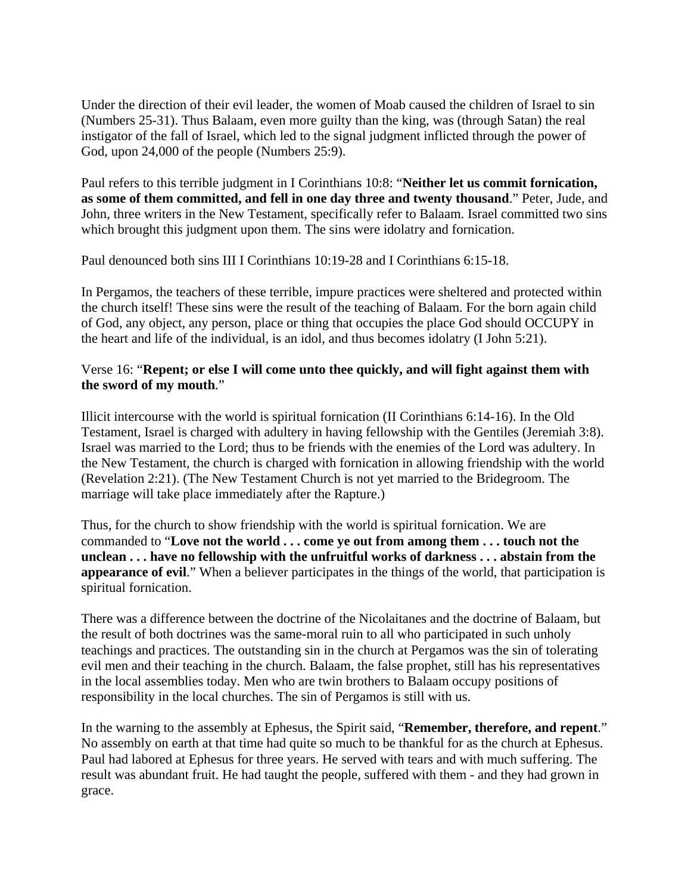Under the direction of their evil leader, the women of Moab caused the children of Israel to sin (Numbers 25-31). Thus Balaam, even more guilty than the king, was (through Satan) the real instigator of the fall of Israel, which led to the signal judgment inflicted through the power of God, upon 24,000 of the people (Numbers 25:9).

Paul refers to this terrible judgment in I Corinthians 10:8: "**Neither let us commit fornication, as some of them committed, and fell in one day three and twenty thousand**." Peter, Jude, and John, three writers in the New Testament, specifically refer to Balaam. Israel committed two sins which brought this judgment upon them. The sins were idolatry and fornication.

Paul denounced both sins III I Corinthians 10:19-28 and I Corinthians 6:15-18.

In Pergamos, the teachers of these terrible, impure practices were sheltered and protected within the church itself! These sins were the result of the teaching of Balaam. For the born again child of God, any object, any person, place or thing that occupies the place God should OCCUPY in the heart and life of the individual, is an idol, and thus becomes idolatry (I John 5:21).

Verse 16: "**Repent; or else I will come unto thee quickly, and will fight against them with the sword of my mouth**."

Illicit intercourse with the world is spiritual fornication (II Corinthians 6:14-16). In the Old Testament, Israel is charged with adultery in having fellowship with the Gentiles (Jeremiah 3:8). Israel was married to the Lord; thus to be friends with the enemies of the Lord was adultery. In the New Testament, the church is charged with fornication in allowing friendship with the world (Revelation 2:21). (The New Testament Church is not yet married to the Bridegroom. The marriage will take place immediately after the Rapture.)

Thus, for the church to show friendship with the world is spiritual fornication. We are commanded to "**Love not the world . . . come ye out from among them . . . touch not the unclean . . . have no fellowship with the unfruitful works of darkness . . . abstain from the appearance of evil**." When a believer participates in the things of the world, that participation is spiritual fornication.

There was a difference between the doctrine of the Nicolaitanes and the doctrine of Balaam, but the result of both doctrines was the same-moral ruin to all who participated in such unholy teachings and practices. The outstanding sin in the church at Pergamos was the sin of tolerating evil men and their teaching in the church. Balaam, the false prophet, still has his representatives in the local assemblies today. Men who are twin brothers to Balaam occupy positions of responsibility in the local churches. The sin of Pergamos is still with us.

In the warning to the assembly at Ephesus, the Spirit said, "**Remember, therefore, and repent**." No assembly on earth at that time had quite so much to be thankful for as the church at Ephesus. Paul had labored at Ephesus for three years. He served with tears and with much suffering. The result was abundant fruit. He had taught the people, suffered with them - and they had grown in grace.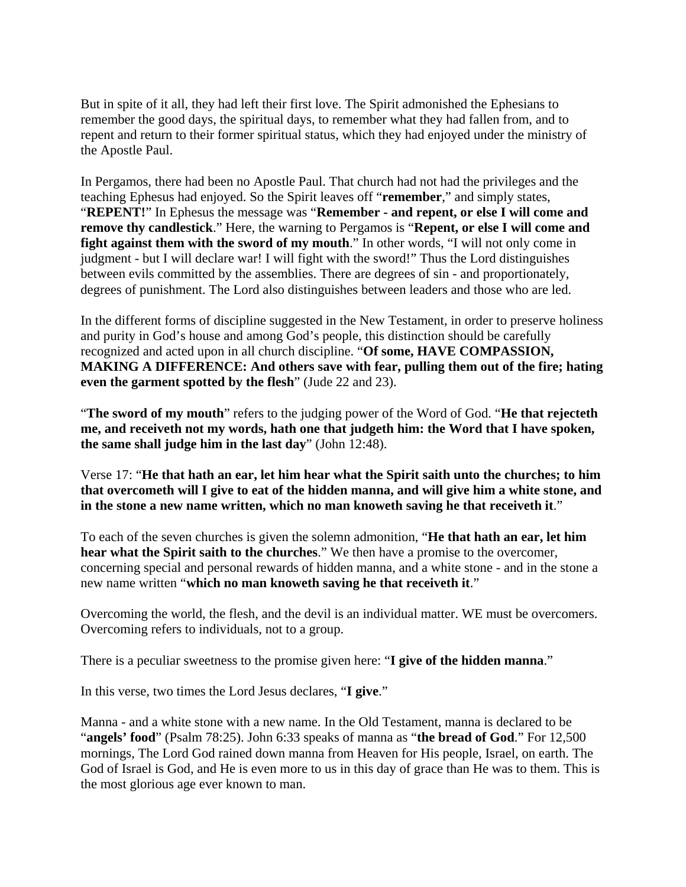But in spite of it all, they had left their first love. The Spirit admonished the Ephesians to remember the good days, the spiritual days, to remember what they had fallen from, and to repent and return to their former spiritual status, which they had enjoyed under the ministry of the Apostle Paul.

In Pergamos, there had been no Apostle Paul. That church had not had the privileges and the teaching Ephesus had enjoyed. So the Spirit leaves off "**remember**," and simply states, "**REPENT!**" In Ephesus the message was "**Remember - and repent, or else I will come and remove thy candlestick**." Here, the warning to Pergamos is "**Repent, or else I will come and fight against them with the sword of my mouth**." In other words, "I will not only come in judgment - but I will declare war! I will fight with the sword!" Thus the Lord distinguishes between evils committed by the assemblies. There are degrees of sin - and proportionately, degrees of punishment. The Lord also distinguishes between leaders and those who are led.

In the different forms of discipline suggested in the New Testament, in order to preserve holiness and purity in God's house and among God's people, this distinction should be carefully recognized and acted upon in all church discipline. "**Of some, HAVE COMPASSION, MAKING A DIFFERENCE: And others save with fear, pulling them out of the fire; hating even the garment spotted by the flesh**" (Jude 22 and 23).

"**The sword of my mouth**" refers to the judging power of the Word of God. "**He that rejecteth me, and receiveth not my words, hath one that judgeth him: the Word that I have spoken, the same shall judge him in the last day**" (John 12:48).

Verse 17: "**He that hath an ear, let him hear what the Spirit saith unto the churches; to him that overcometh will I give to eat of the hidden manna, and will give him a white stone, and in the stone a new name written, which no man knoweth saving he that receiveth it**."

To each of the seven churches is given the solemn admonition, "**He that hath an ear, let him hear what the Spirit saith to the churches**." We then have a promise to the overcomer, concerning special and personal rewards of hidden manna, and a white stone - and in the stone a new name written "**which no man knoweth saving he that receiveth it**."

Overcoming the world, the flesh, and the devil is an individual matter. WE must be overcomers. Overcoming refers to individuals, not to a group.

There is a peculiar sweetness to the promise given here: "**I give of the hidden manna**."

In this verse, two times the Lord Jesus declares, "**I give**."

Manna - and a white stone with a new name. In the Old Testament, manna is declared to be "**angels' food**" (Psalm 78:25). John 6:33 speaks of manna as "**the bread of God**." For 12,500 mornings, The Lord God rained down manna from Heaven for His people, Israel, on earth. The God of Israel is God, and He is even more to us in this day of grace than He was to them. This is the most glorious age ever known to man.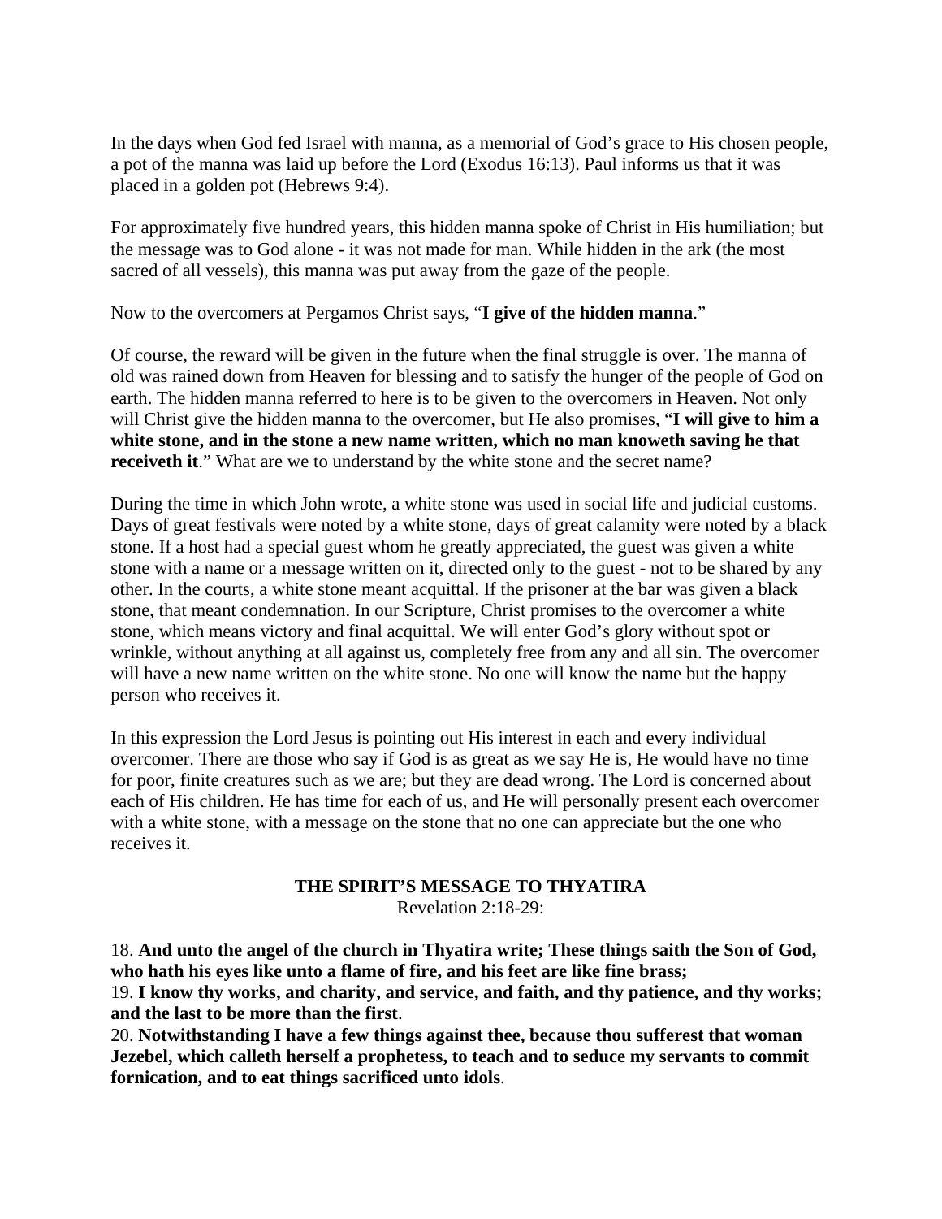In the days when God fed Israel with manna, as a memorial of God’s grace to His chosen people, a pot of the manna was laid up before the Lord (Exodus 16:13). Paul informs us that it was placed in a golden pot (Hebrews 9:4).

For approximately five hundred years, this hidden manna spoke of Christ in His humiliation; but the message was to God alone - it was not made for man. While hidden in the ark (the most sacred of all vessels), this manna was put away from the gaze of the people.

Now to the overcomers at Pergamos Christ says, “**I give of the hidden manna**.”

Of course, the reward will be given in the future when the final struggle is over. The manna of old was rained down from Heaven for blessing and to satisfy the hunger of the people of God on earth. The hidden manna referred to here is to be given to the overcomers in Heaven. Not only will Christ give the hidden manna to the overcomer, but He also promises, “**I will give to him a white stone, and in the stone a new name written, which no man knoweth saving he that receiveth it**.” What are we to understand by the white stone and the secret name?

During the time in which John wrote, a white stone was used in social life and judicial customs. Days of great festivals were noted by a white stone, days of great calamity were noted by a black stone. If a host had a special guest whom he greatly appreciated, the guest was given a white stone with a name or a message written on it, directed only to the guest - not to be shared by any other. In the courts, a white stone meant acquittal. If the prisoner at the bar was given a black stone, that meant condemnation. In our Scripture, Christ promises to the overcomer a white stone, which means victory and final acquittal. We will enter God’s glory without spot or wrinkle, without anything at all against us, completely free from any and all sin. The overcomer will have a new name written on the white stone. No one will know the name but the happy person who receives it.

In this expression the Lord Jesus is pointing out His interest in each and every individual overcomer. There are those who say if God is as great as we say He is, He would have no time for poor, finite creatures such as we are; but they are dead wrong. The Lord is concerned about each of His children. He has time for each of us, and He will personally present each overcomer with a white stone, with a message on the stone that no one can appreciate but the one who receives it.

## THE SPIRIT’S MESSAGE TO THYATIRA

Revelation 2:18-29:

18. **And unto the angel of the church in Thyatira write; These things saith the Son of God, who hath his eyes like unto a flame of fire, and his feet are like fine brass;**
19. **I know thy works, and charity, and service, and faith, and thy patience, and thy works; and the last to be more than the first**.
20. **Notwithstanding I have a few things against thee, because thou sufferest that woman Jezebel, which calleth herself a prophetess, to teach and to seduce my servants to commit fornication, and to eat things sacrificed unto idols**.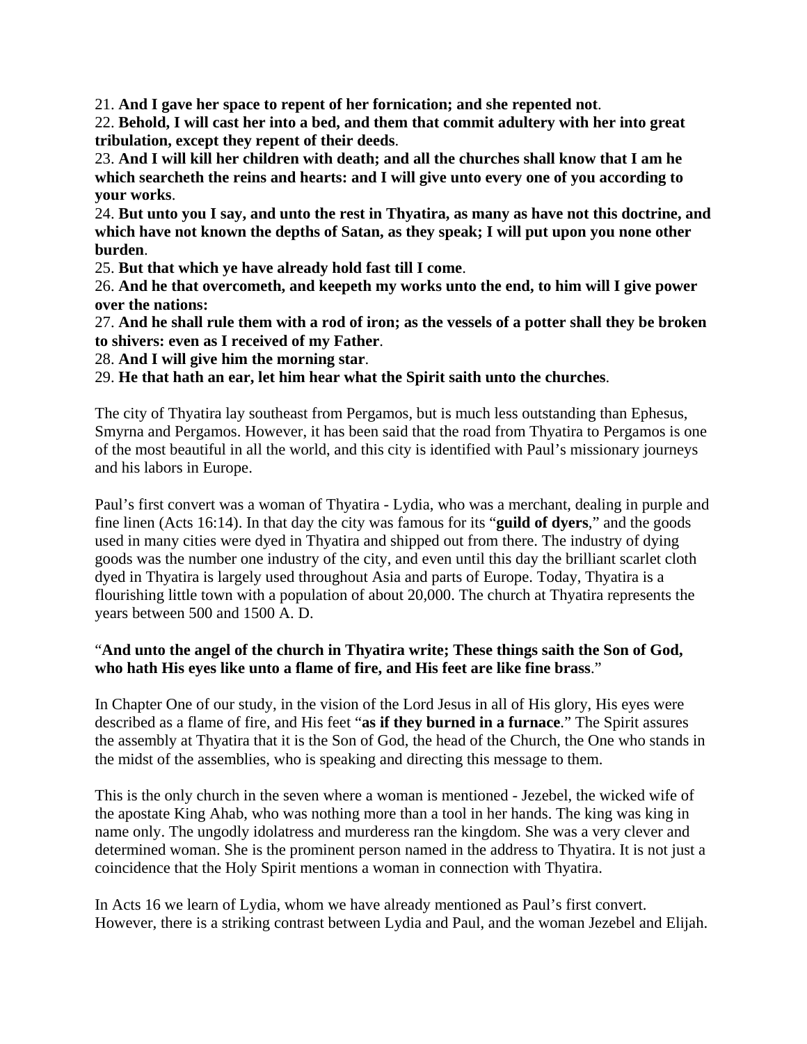21. **And I gave her space to repent of her fornication; and she repented not**.
22. **Behold, I will cast her into a bed, and them that commit adultery with her into great tribulation, except they repent of their deeds**.
23. **And I will kill her children with death; and all the churches shall know that I am he which searcheth the reins and hearts: and I will give unto every one of you according to your works**.
24. **But unto you I say, and unto the rest in Thyatira, as many as have not this doctrine, and which have not known the depths of Satan, as they speak; I will put upon you none other burden**.
25. **But that which ye have already hold fast till I come**.
26. **And he that overcometh, and keepeth my works unto the end, to him will I give power over the nations:**
27. **And he shall rule them with a rod of iron; as the vessels of a potter shall they be broken to shivers: even as I received of my Father**.
28. **And I will give him the morning star**.
29. **He that hath an ear, let him hear what the Spirit saith unto the churches**.

The city of Thyatira lay southeast from Pergamos, but is much less outstanding than Ephesus, Smyrna and Pergamos. However, it has been said that the road from Thyatira to Pergamos is one of the most beautiful in all the world, and this city is identified with Paul's missionary journeys and his labors in Europe.

Paul's first convert was a woman of Thyatira - Lydia, who was a merchant, dealing in purple and fine linen (Acts 16:14). In that day the city was famous for its "**guild of dyers**," and the goods used in many cities were dyed in Thyatira and shipped out from there. The industry of dying goods was the number one industry of the city, and even until this day the brilliant scarlet cloth dyed in Thyatira is largely used throughout Asia and parts of Europe. Today, Thyatira is a flourishing little town with a population of about 20,000. The church at Thyatira represents the years between 500 and 1500 A. D.

"**And unto the angel of the church in Thyatira write; These things saith the Son of God, who hath His eyes like unto a flame of fire, and His feet are like fine brass**."

In Chapter One of our study, in the vision of the Lord Jesus in all of His glory, His eyes were described as a flame of fire, and His feet "**as if they burned in a furnace**." The Spirit assures the assembly at Thyatira that it is the Son of God, the head of the Church, the One who stands in the midst of the assemblies, who is speaking and directing this message to them.

This is the only church in the seven where a woman is mentioned - Jezebel, the wicked wife of the apostate King Ahab, who was nothing more than a tool in her hands. The king was king in name only. The ungodly idolatress and murderess ran the kingdom. She was a very clever and determined woman. She is the prominent person named in the address to Thyatira. It is not just a coincidence that the Holy Spirit mentions a woman in connection with Thyatira.

In Acts 16 we learn of Lydia, whom we have already mentioned as Paul's first convert. However, there is a striking contrast between Lydia and Paul, and the woman Jezebel and Elijah.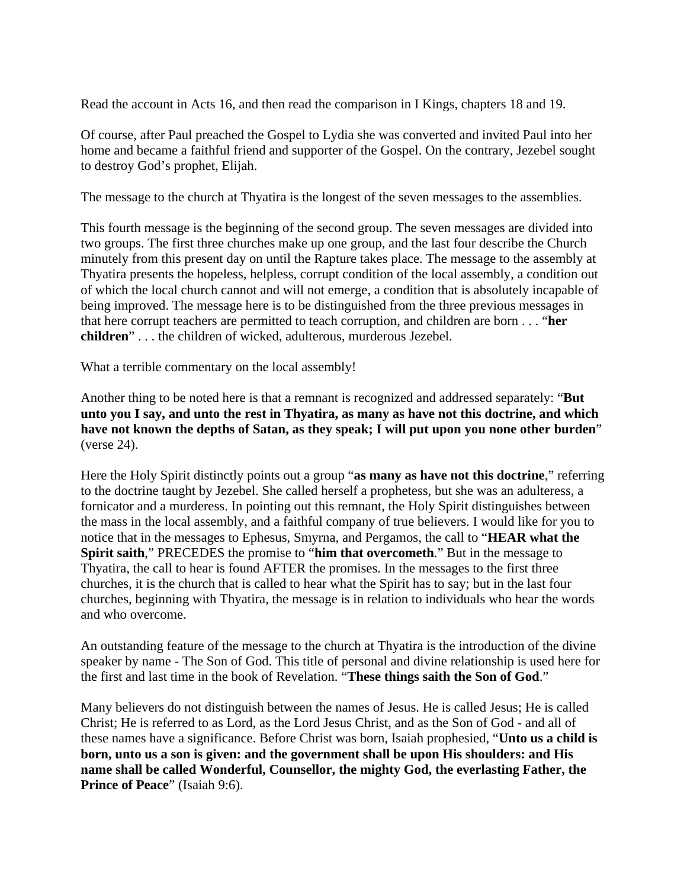Read the account in Acts 16, and then read the comparison in I Kings, chapters 18 and 19.

Of course, after Paul preached the Gospel to Lydia she was converted and invited Paul into her home and became a faithful friend and supporter of the Gospel. On the contrary, Jezebel sought to destroy God's prophet, Elijah.

The message to the church at Thyatira is the longest of the seven messages to the assemblies.

This fourth message is the beginning of the second group. The seven messages are divided into two groups. The first three churches make up one group, and the last four describe the Church minutely from this present day on until the Rapture takes place. The message to the assembly at Thyatira presents the hopeless, helpless, corrupt condition of the local assembly, a condition out of which the local church cannot and will not emerge, a condition that is absolutely incapable of being improved. The message here is to be distinguished from the three previous messages in that here corrupt teachers are permitted to teach corruption, and children are born . . . "**her children**" . . . the children of wicked, adulterous, murderous Jezebel.

What a terrible commentary on the local assembly!

Another thing to be noted here is that a remnant is recognized and addressed separately: "**But unto you I say, and unto the rest in Thyatira, as many as have not this doctrine, and which have not known the depths of Satan, as they speak; I will put upon you none other burden**" (verse 24).

Here the Holy Spirit distinctly points out a group "**as many as have not this doctrine**," referring to the doctrine taught by Jezebel. She called herself a prophetess, but she was an adulteress, a fornicator and a murderess. In pointing out this remnant, the Holy Spirit distinguishes between the mass in the local assembly, and a faithful company of true believers. I would like for you to notice that in the messages to Ephesus, Smyrna, and Pergamos, the call to "**HEAR what the Spirit saith**," PRECEDES the promise to "**him that overcometh**." But in the message to Thyatira, the call to hear is found AFTER the promises. In the messages to the first three churches, it is the church that is called to hear what the Spirit has to say; but in the last four churches, beginning with Thyatira, the message is in relation to individuals who hear the words and who overcome.

An outstanding feature of the message to the church at Thyatira is the introduction of the divine speaker by name - The Son of God. This title of personal and divine relationship is used here for the first and last time in the book of Revelation. "**These things saith the Son of God**."

Many believers do not distinguish between the names of Jesus. He is called Jesus; He is called Christ; He is referred to as Lord, as the Lord Jesus Christ, and as the Son of God - and all of these names have a significance. Before Christ was born, Isaiah prophesied, "**Unto us a child is born, unto us a son is given: and the government shall be upon His shoulders: and His name shall be called Wonderful, Counsellor, the mighty God, the everlasting Father, the Prince of Peace**" (Isaiah 9:6).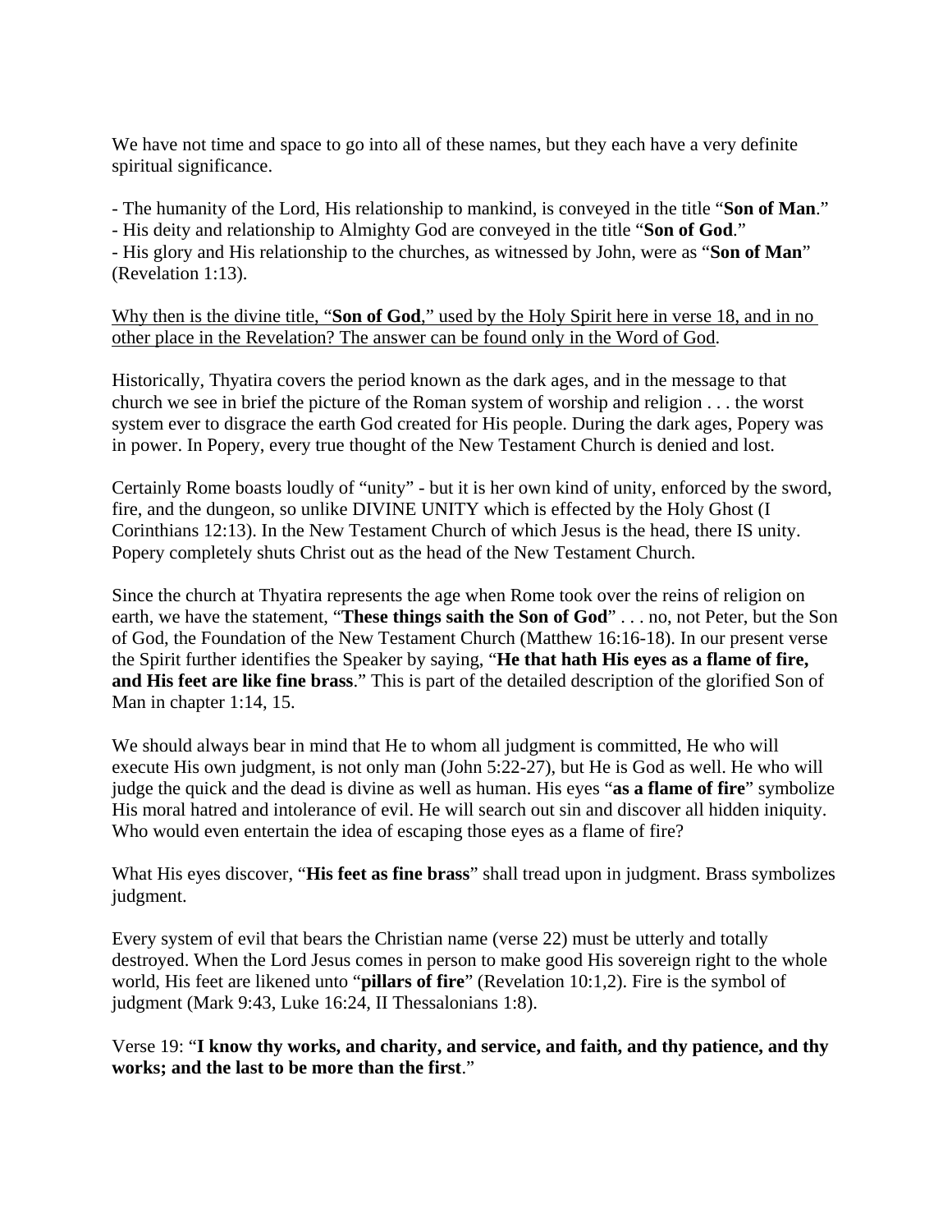We have not time and space to go into all of these names, but they each have a very definite spiritual significance.

- The humanity of the Lord, His relationship to mankind, is conveyed in the title "**Son of Man**."
- His deity and relationship to Almighty God are conveyed in the title "**Son of God**."
- His glory and His relationship to the churches, as witnessed by John, were as "**Son of Man**" (Revelation 1:13).

<u>Why then is the divine title, "**Son of God**," used by the Holy Spirit here in verse 18, and in no other place in the Revelation? The answer can be found only in the Word of God</u>.

Historically, Thyatira covers the period known as the dark ages, and in the message to that church we see in brief the picture of the Roman system of worship and religion . . . the worst system ever to disgrace the earth God created for His people. During the dark ages, Popery was in power. In Popery, every true thought of the New Testament Church is denied and lost.

Certainly Rome boasts loudly of "unity" - but it is her own kind of unity, enforced by the sword, fire, and the dungeon, so unlike DIVINE UNITY which is effected by the Holy Ghost (I Corinthians 12:13). In the New Testament Church of which Jesus is the head, there IS unity. Popery completely shuts Christ out as the head of the New Testament Church.

Since the church at Thyatira represents the age when Rome took over the reins of religion on earth, we have the statement, "**These things saith the Son of God**" . . . no, not Peter, but the Son of God, the Foundation of the New Testament Church (Matthew 16:16-18). In our present verse the Spirit further identifies the Speaker by saying, "**He that hath His eyes as a flame of fire, and His feet are like fine brass**." This is part of the detailed description of the glorified Son of Man in chapter 1:14, 15.

We should always bear in mind that He to whom all judgment is committed, He who will execute His own judgment, is not only man (John 5:22-27), but He is God as well. He who will judge the quick and the dead is divine as well as human. His eyes "**as a flame of fire**" symbolize His moral hatred and intolerance of evil. He will search out sin and discover all hidden iniquity. Who would even entertain the idea of escaping those eyes as a flame of fire?

What His eyes discover, "**His feet as fine brass**" shall tread upon in judgment. Brass symbolizes judgment.

Every system of evil that bears the Christian name (verse 22) must be utterly and totally destroyed. When the Lord Jesus comes in person to make good His sovereign right to the whole world, His feet are likened unto "**pillars of fire**" (Revelation 10:1,2). Fire is the symbol of judgment (Mark 9:43, Luke 16:24, II Thessalonians 1:8).

Verse 19: "**I know thy works, and charity, and service, and faith, and thy patience, and thy works; and the last to be more than the first**."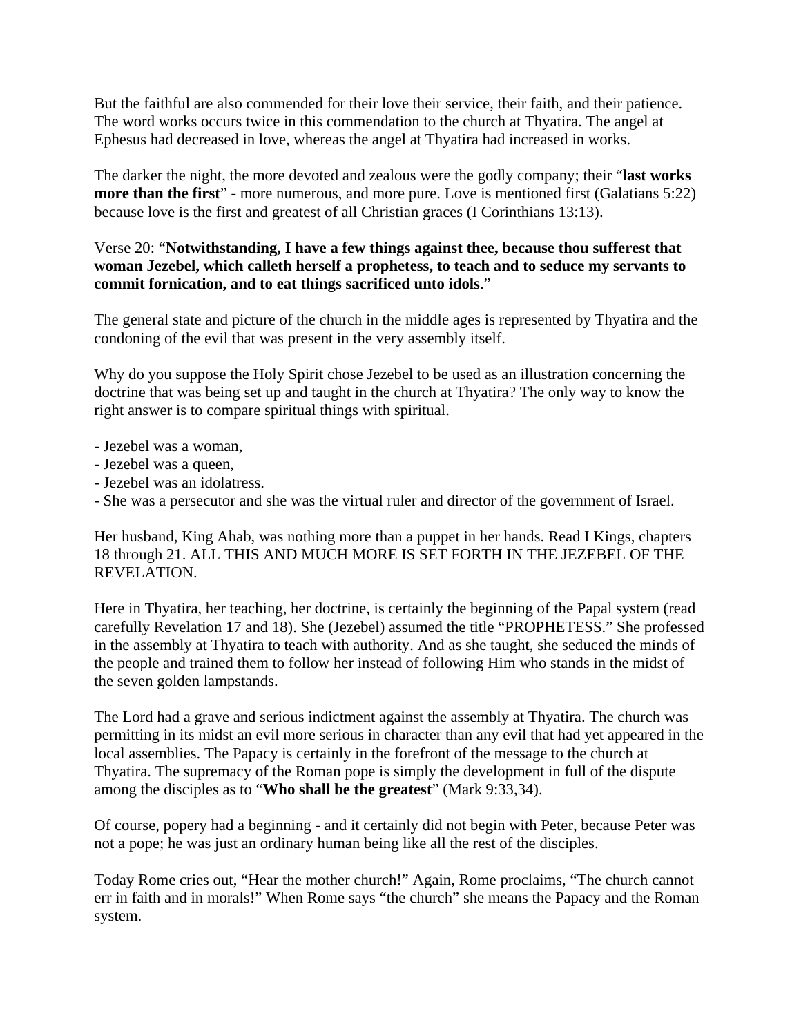But the faithful are also commended for their love their service, their faith, and their patience. The word works occurs twice in this commendation to the church at Thyatira. The angel at Ephesus had decreased in love, whereas the angel at Thyatira had increased in works.

The darker the night, the more devoted and zealous were the godly company; their "**last works more than the first**" - more numerous, and more pure. Love is mentioned first (Galatians 5:22) because love is the first and greatest of all Christian graces (I Corinthians 13:13).

Verse 20: "**Notwithstanding, I have a few things against thee, because thou sufferest that woman Jezebel, which calleth herself a prophetess, to teach and to seduce my servants to commit fornication, and to eat things sacrificed unto idols**."

The general state and picture of the church in the middle ages is represented by Thyatira and the condoning of the evil that was present in the very assembly itself.

Why do you suppose the Holy Spirit chose Jezebel to be used as an illustration concerning the doctrine that was being set up and taught in the church at Thyatira? The only way to know the right answer is to compare spiritual things with spiritual.

- Jezebel was a woman,
- Jezebel was a queen,
- Jezebel was an idolatress.
- She was a persecutor and she was the virtual ruler and director of the government of Israel.

Her husband, King Ahab, was nothing more than a puppet in her hands. Read I Kings, chapters 18 through 21. ALL THIS AND MUCH MORE IS SET FORTH IN THE JEZEBEL OF THE REVELATION.

Here in Thyatira, her teaching, her doctrine, is certainly the beginning of the Papal system (read carefully Revelation 17 and 18). She (Jezebel) assumed the title "PROPHETESS." She professed in the assembly at Thyatira to teach with authority. And as she taught, she seduced the minds of the people and trained them to follow her instead of following Him who stands in the midst of the seven golden lampstands.

The Lord had a grave and serious indictment against the assembly at Thyatira. The church was permitting in its midst an evil more serious in character than any evil that had yet appeared in the local assemblies. The Papacy is certainly in the forefront of the message to the church at Thyatira. The supremacy of the Roman pope is simply the development in full of the dispute among the disciples as to "**Who shall be the greatest**" (Mark 9:33,34).

Of course, popery had a beginning - and it certainly did not begin with Peter, because Peter was not a pope; he was just an ordinary human being like all the rest of the disciples.

Today Rome cries out, "Hear the mother church!" Again, Rome proclaims, "The church cannot err in faith and in morals!" When Rome says "the church" she means the Papacy and the Roman system.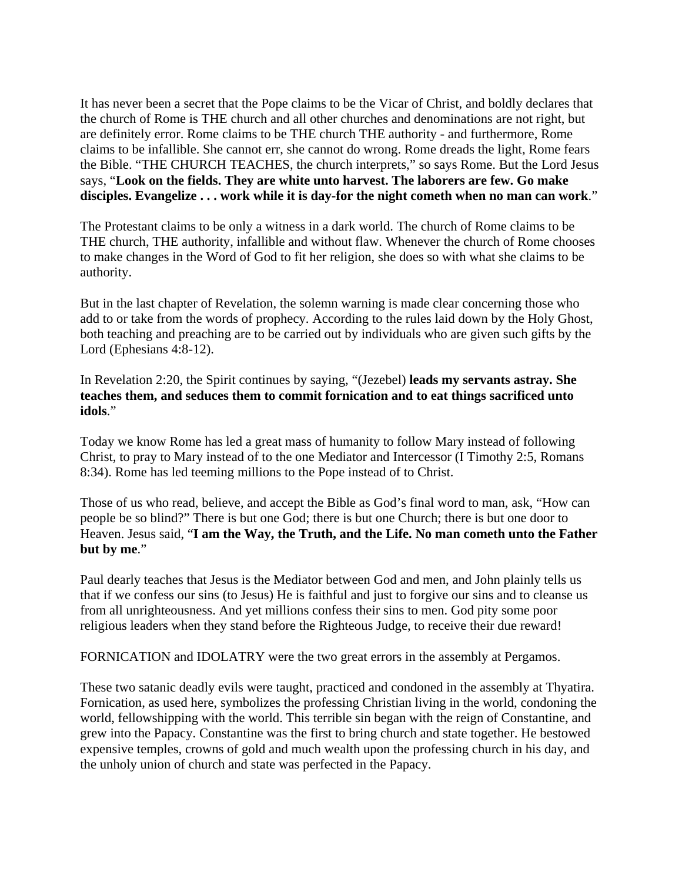It has never been a secret that the Pope claims to be the Vicar of Christ, and boldly declares that the church of Rome is THE church and all other churches and denominations are not right, but are definitely error. Rome claims to be THE church THE authority - and furthermore, Rome claims to be infallible. She cannot err, she cannot do wrong. Rome dreads the light, Rome fears the Bible. "THE CHURCH TEACHES, the church interprets," so says Rome. But the Lord Jesus says, "**Look on the fields. They are white unto harvest. The laborers are few. Go make disciples. Evangelize . . . work while it is day-for the night cometh when no man can work**."

The Protestant claims to be only a witness in a dark world. The church of Rome claims to be THE church, THE authority, infallible and without flaw. Whenever the church of Rome chooses to make changes in the Word of God to fit her religion, she does so with what she claims to be authority.

But in the last chapter of Revelation, the solemn warning is made clear concerning those who add to or take from the words of prophecy. According to the rules laid down by the Holy Ghost, both teaching and preaching are to be carried out by individuals who are given such gifts by the Lord (Ephesians 4:8-12).

In Revelation 2:20, the Spirit continues by saying, "(Jezebel) **leads my servants astray. She teaches them, and seduces them to commit fornication and to eat things sacrificed unto idols**."

Today we know Rome has led a great mass of humanity to follow Mary instead of following Christ, to pray to Mary instead of to the one Mediator and Intercessor (I Timothy 2:5, Romans 8:34). Rome has led teeming millions to the Pope instead of to Christ.

Those of us who read, believe, and accept the Bible as God's final word to man, ask, "How can people be so blind?" There is but one God; there is but one Church; there is but one door to Heaven. Jesus said, "**I am the Way, the Truth, and the Life. No man cometh unto the Father but by me**."

Paul dearly teaches that Jesus is the Mediator between God and men, and John plainly tells us that if we confess our sins (to Jesus) He is faithful and just to forgive our sins and to cleanse us from all unrighteousness. And yet millions confess their sins to men. God pity some poor religious leaders when they stand before the Righteous Judge, to receive their due reward!

FORNICATION and IDOLATRY were the two great errors in the assembly at Pergamos.

These two satanic deadly evils were taught, practiced and condoned in the assembly at Thyatira. Fornication, as used here, symbolizes the professing Christian living in the world, condoning the world, fellowshipping with the world. This terrible sin began with the reign of Constantine, and grew into the Papacy. Constantine was the first to bring church and state together. He bestowed expensive temples, crowns of gold and much wealth upon the professing church in his day, and the unholy union of church and state was perfected in the Papacy.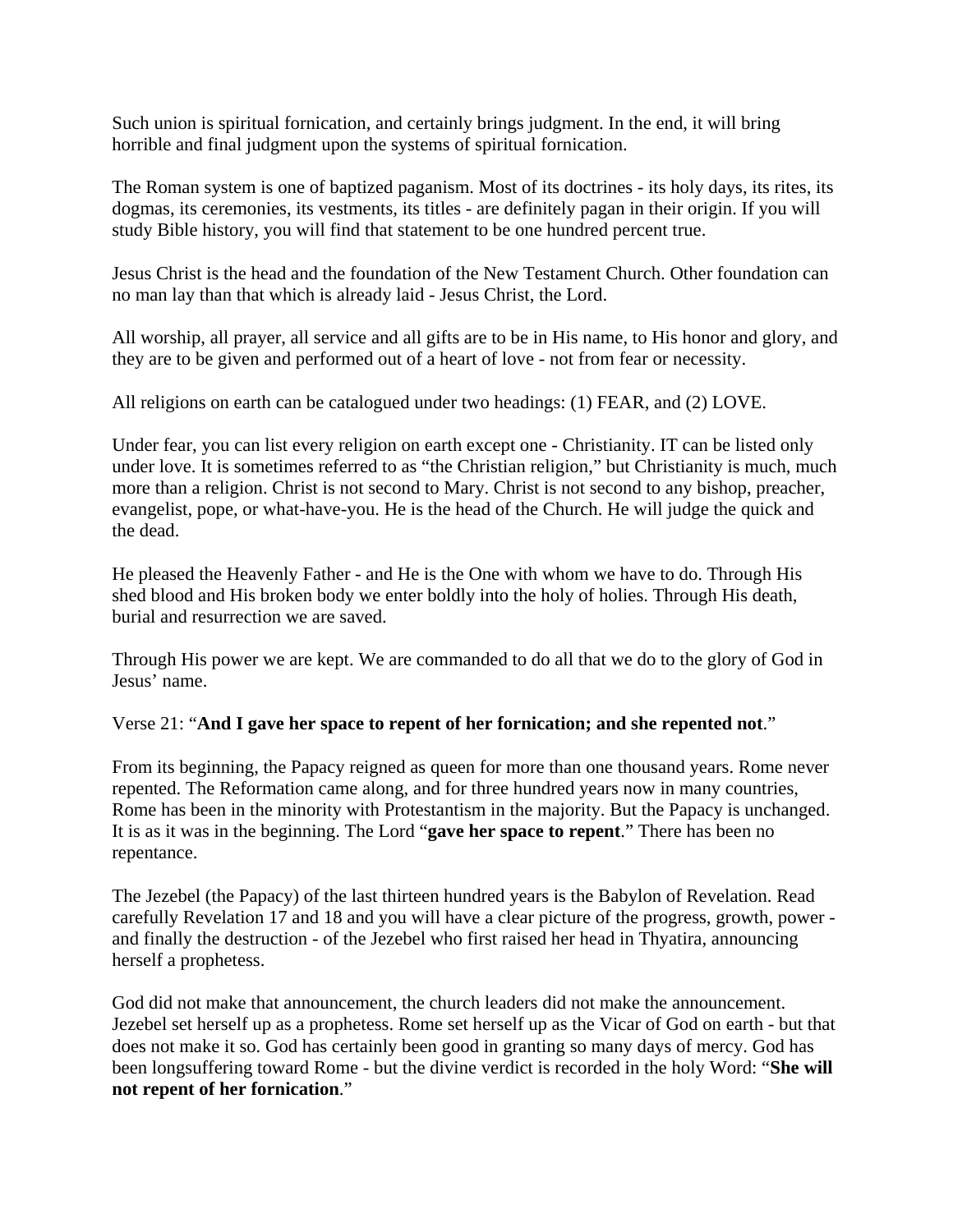Such union is spiritual fornication, and certainly brings judgment. In the end, it will bring horrible and final judgment upon the systems of spiritual fornication.

The Roman system is one of baptized paganism. Most of its doctrines - its holy days, its rites, its dogmas, its ceremonies, its vestments, its titles - are definitely pagan in their origin. If you will study Bible history, you will find that statement to be one hundred percent true.

Jesus Christ is the head and the foundation of the New Testament Church. Other foundation can no man lay than that which is already laid - Jesus Christ, the Lord.

All worship, all prayer, all service and all gifts are to be in His name, to His honor and glory, and they are to be given and performed out of a heart of love - not from fear or necessity.

All religions on earth can be catalogued under two headings: (1) FEAR, and (2) LOVE.

Under fear, you can list every religion on earth except one - Christianity. IT can be listed only under love. It is sometimes referred to as "the Christian religion," but Christianity is much, much more than a religion. Christ is not second to Mary. Christ is not second to any bishop, preacher, evangelist, pope, or what-have-you. He is the head of the Church. He will judge the quick and the dead.

He pleased the Heavenly Father - and He is the One with whom we have to do. Through His shed blood and His broken body we enter boldly into the holy of holies. Through His death, burial and resurrection we are saved.

Through His power we are kept. We are commanded to do all that we do to the glory of God in Jesus' name.

Verse 21: "**And I gave her space to repent of her fornication; and she repented not**."

From its beginning, the Papacy reigned as queen for more than one thousand years. Rome never repented. The Reformation came along, and for three hundred years now in many countries, Rome has been in the minority with Protestantism in the majority. But the Papacy is unchanged. It is as it was in the beginning. The Lord "**gave her space to repent**." There has been no repentance.

The Jezebel (the Papacy) of the last thirteen hundred years is the Babylon of Revelation. Read carefully Revelation 17 and 18 and you will have a clear picture of the progress, growth, power - and finally the destruction - of the Jezebel who first raised her head in Thyatira, announcing herself a prophetess.

God did not make that announcement, the church leaders did not make the announcement. Jezebel set herself up as a prophetess. Rome set herself up as the Vicar of God on earth - but that does not make it so. God has certainly been good in granting so many days of mercy. God has been longsuffering toward Rome - but the divine verdict is recorded in the holy Word: "**She will not repent of her fornication**."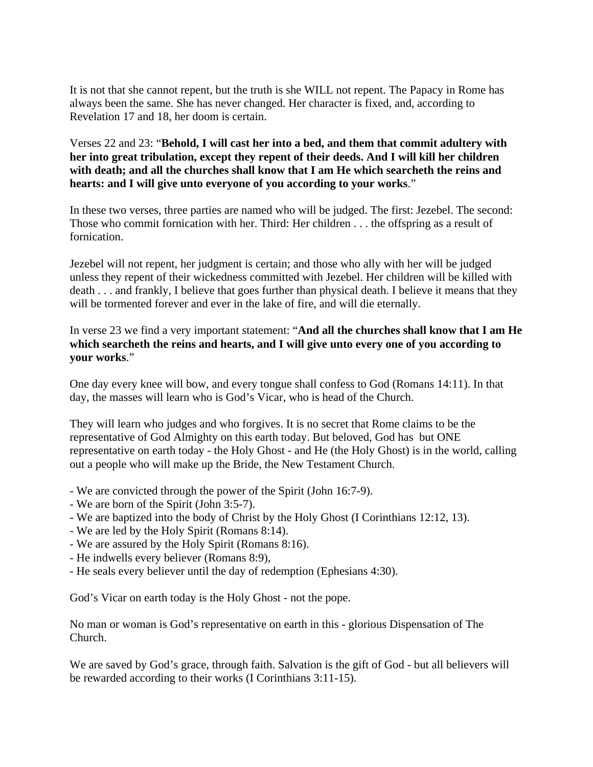It is not that she cannot repent, but the truth is she WILL not repent. The Papacy in Rome has always been the same. She has never changed. Her character is fixed, and, according to Revelation 17 and 18, her doom is certain.

Verses 22 and 23: "**Behold, I will cast her into a bed, and them that commit adultery with her into great tribulation, except they repent of their deeds. And I will kill her children with death; and all the churches shall know that I am He which searcheth the reins and hearts: and I will give unto everyone of you according to your works**."

In these two verses, three parties are named who will be judged. The first: Jezebel. The second: Those who commit fornication with her. Third: Her children . . . the offspring as a result of fornication.

Jezebel will not repent, her judgment is certain; and those who ally with her will be judged unless they repent of their wickedness committed with Jezebel. Her children will be killed with death . . . and frankly, I believe that goes further than physical death. I believe it means that they will be tormented forever and ever in the lake of fire, and will die eternally.

In verse 23 we find a very important statement: "**And all the churches shall know that I am He which searcheth the reins and hearts, and I will give unto every one of you according to your works**."

One day every knee will bow, and every tongue shall confess to God (Romans 14:11). In that day, the masses will learn who is God's Vicar, who is head of the Church.

They will learn who judges and who forgives. It is no secret that Rome claims to be the representative of God Almighty on this earth today. But beloved, God has but ONE representative on earth today - the Holy Ghost - and He (the Holy Ghost) is in the world, calling out a people who will make up the Bride, the New Testament Church.

- We are convicted through the power of the Spirit (John 16:7-9).
- We are born of the Spirit (John 3:5-7).
- We are baptized into the body of Christ by the Holy Ghost (I Corinthians 12:12, 13).
- We are led by the Holy Spirit (Romans 8:14).
- We are assured by the Holy Spirit (Romans 8:16).
- He indwells every believer (Romans 8:9),
- He seals every believer until the day of redemption (Ephesians 4:30).

God's Vicar on earth today is the Holy Ghost - not the pope.

No man or woman is God's representative on earth in this - glorious Dispensation of The Church.

We are saved by God's grace, through faith. Salvation is the gift of God - but all believers will be rewarded according to their works (I Corinthians 3:11-15).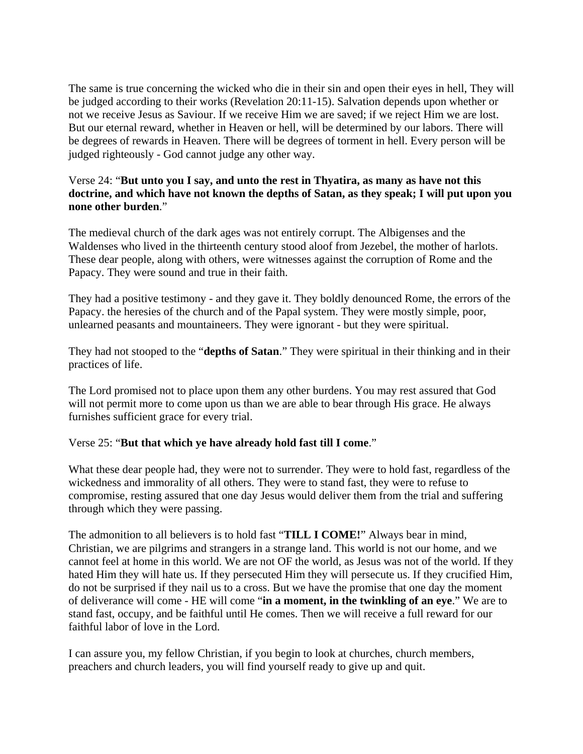The same is true concerning the wicked who die in their sin and open their eyes in hell, They will be judged according to their works (Revelation 20:11-15). Salvation depends upon whether or not we receive Jesus as Saviour. If we receive Him we are saved; if we reject Him we are lost. But our eternal reward, whether in Heaven or hell, will be determined by our labors. There will be degrees of rewards in Heaven. There will be degrees of torment in hell. Every person will be judged righteously - God cannot judge any other way.

Verse 24: "**But unto you I say, and unto the rest in Thyatira, as many as have not this doctrine, and which have not known the depths of Satan, as they speak; I will put upon you none other burden**."

The medieval church of the dark ages was not entirely corrupt. The Albigenses and the Waldenses who lived in the thirteenth century stood aloof from Jezebel, the mother of harlots. These dear people, along with others, were witnesses against the corruption of Rome and the Papacy. They were sound and true in their faith.

They had a positive testimony - and they gave it. They boldly denounced Rome, the errors of the Papacy. the heresies of the church and of the Papal system. They were mostly simple, poor, unlearned peasants and mountaineers. They were ignorant - but they were spiritual.

They had not stooped to the "**depths of Satan**." They were spiritual in their thinking and in their practices of life.

The Lord promised not to place upon them any other burdens. You may rest assured that God will not permit more to come upon us than we are able to bear through His grace. He always furnishes sufficient grace for every trial.

Verse 25: "**But that which ye have already hold fast till I come**."

What these dear people had, they were not to surrender. They were to hold fast, regardless of the wickedness and immorality of all others. They were to stand fast, they were to refuse to compromise, resting assured that one day Jesus would deliver them from the trial and suffering through which they were passing.

The admonition to all believers is to hold fast "**TILL I COME!**" Always bear in mind, Christian, we are pilgrims and strangers in a strange land. This world is not our home, and we cannot feel at home in this world. We are not OF the world, as Jesus was not of the world. If they hated Him they will hate us. If they persecuted Him they will persecute us. If they crucified Him, do not be surprised if they nail us to a cross. But we have the promise that one day the moment of deliverance will come - HE will come "**in a moment, in the twinkling of an eye**." We are to stand fast, occupy, and be faithful until He comes. Then we will receive a full reward for our faithful labor of love in the Lord.

I can assure you, my fellow Christian, if you begin to look at churches, church members, preachers and church leaders, you will find yourself ready to give up and quit.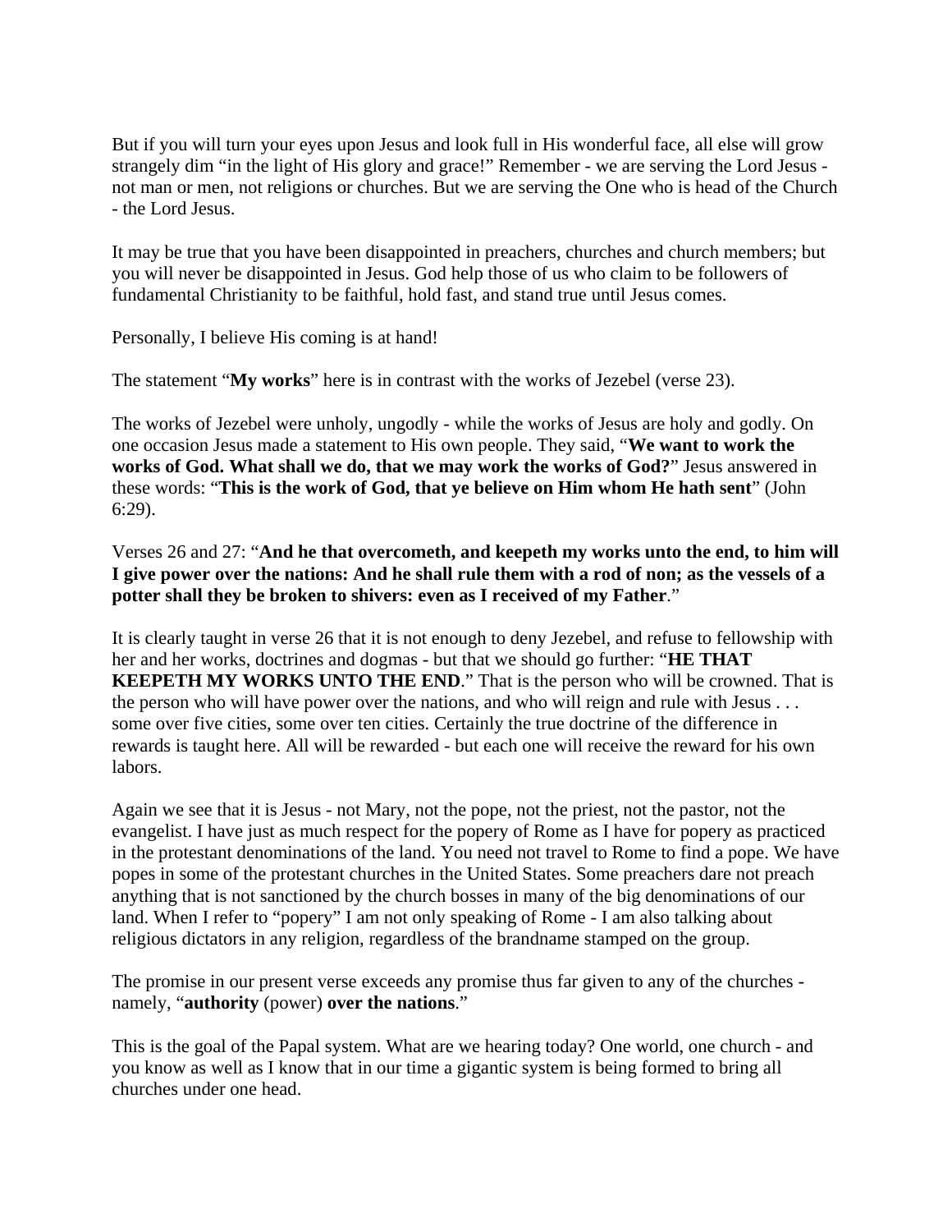But if you will turn your eyes upon Jesus and look full in His wonderful face, all else will grow strangely dim "in the light of His glory and grace!" Remember - we are serving the Lord Jesus - not man or men, not religions or churches. But we are serving the One who is head of the Church - the Lord Jesus.

It may be true that you have been disappointed in preachers, churches and church members; but you will never be disappointed in Jesus. God help those of us who claim to be followers of fundamental Christianity to be faithful, hold fast, and stand true until Jesus comes.

Personally, I believe His coming is at hand!

The statement "**My works**" here is in contrast with the works of Jezebel (verse 23).

The works of Jezebel were unholy, ungodly - while the works of Jesus are holy and godly. On one occasion Jesus made a statement to His own people. They said, "**We want to work the works of God. What shall we do, that we may work the works of God?**" Jesus answered in these words: "**This is the work of God, that ye believe on Him whom He hath sent**" (John 6:29).

Verses 26 and 27: "**And he that overcometh, and keepeth my works unto the end, to him will I give power over the nations: And he shall rule them with a rod of non; as the vessels of a potter shall they be broken to shivers: even as I received of my Father**."

It is clearly taught in verse 26 that it is not enough to deny Jezebel, and refuse to fellowship with her and her works, doctrines and dogmas - but that we should go further: "**HE THAT KEEPETH MY WORKS UNTO THE END**." That is the person who will be crowned. That is the person who will have power over the nations, and who will reign and rule with Jesus . . . some over five cities, some over ten cities. Certainly the true doctrine of the difference in rewards is taught here. All will be rewarded - but each one will receive the reward for his own labors.

Again we see that it is Jesus - not Mary, not the pope, not the priest, not the pastor, not the evangelist. I have just as much respect for the popery of Rome as I have for popery as practiced in the protestant denominations of the land. You need not travel to Rome to find a pope. We have popes in some of the protestant churches in the United States. Some preachers dare not preach anything that is not sanctioned by the church bosses in many of the big denominations of our land. When I refer to "popery" I am not only speaking of Rome - I am also talking about religious dictators in any religion, regardless of the brandname stamped on the group.

The promise in our present verse exceeds any promise thus far given to any of the churches - namely, "**authority** (power) **over the nations**."

This is the goal of the Papal system. What are we hearing today? One world, one church - and you know as well as I know that in our time a gigantic system is being formed to bring all churches under one head.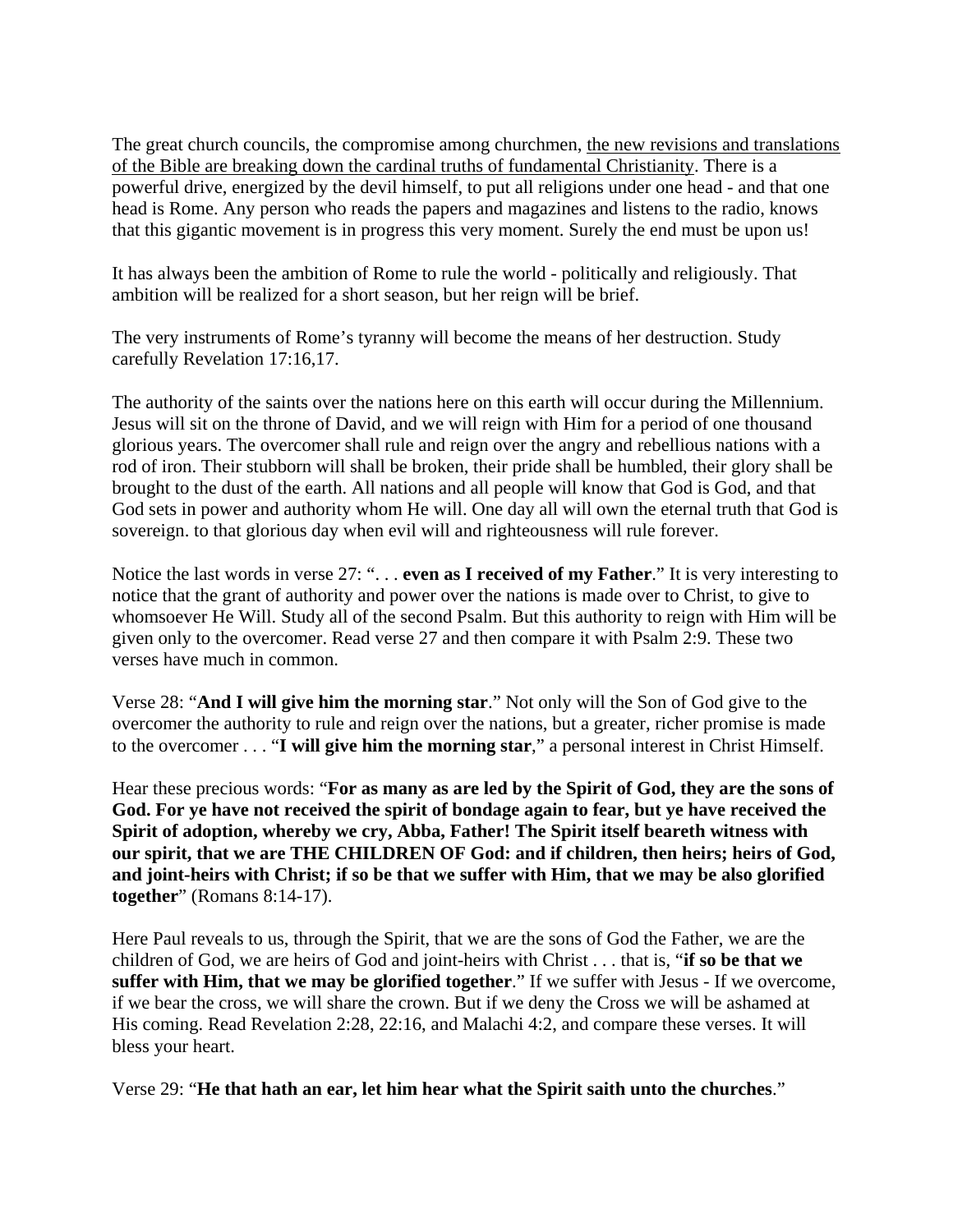The great church councils, the compromise among churchmen, <u>the new revisions and translations of the Bible are breaking down the cardinal truths of fundamental Christianity</u>. There is a powerful drive, energized by the devil himself, to put all religions under one head - and that one head is Rome. Any person who reads the papers and magazines and listens to the radio, knows that this gigantic movement is in progress this very moment. Surely the end must be upon us!

It has always been the ambition of Rome to rule the world - politically and religiously. That ambition will be realized for a short season, but her reign will be brief.

The very instruments of Rome's tyranny will become the means of her destruction. Study carefully Revelation 17:16,17.

The authority of the saints over the nations here on this earth will occur during the Millennium. Jesus will sit on the throne of David, and we will reign with Him for a period of one thousand glorious years. The overcomer shall rule and reign over the angry and rebellious nations with a rod of iron. Their stubborn will shall be broken, their pride shall be humbled, their glory shall be brought to the dust of the earth. All nations and all people will know that God is God, and that God sets in power and authority whom He will. One day all will own the eternal truth that God is sovereign. to that glorious day when evil will and righteousness will rule forever.

Notice the last words in verse 27: ". . . **even as I received of my Father**." It is very interesting to notice that the grant of authority and power over the nations is made over to Christ, to give to whomsoever He Will. Study all of the second Psalm. But this authority to reign with Him will be given only to the overcomer. Read verse 27 and then compare it with Psalm 2:9. These two verses have much in common.

Verse 28: "**And I will give him the morning star**." Not only will the Son of God give to the overcomer the authority to rule and reign over the nations, but a greater, richer promise is made to the overcomer . . . "**I will give him the morning star**," a personal interest in Christ Himself.

Hear these precious words: "**For as many as are led by the Spirit of God, they are the sons of God. For ye have not received the spirit of bondage again to fear, but ye have received the Spirit of adoption, whereby we cry, Abba, Father! The Spirit itself beareth witness with our spirit, that we are THE CHILDREN OF God: and if children, then heirs; heirs of God, and joint-heirs with Christ; if so be that we suffer with Him, that we may be also glorified together**" (Romans 8:14-17).

Here Paul reveals to us, through the Spirit, that we are the sons of God the Father, we are the children of God, we are heirs of God and joint-heirs with Christ . . . that is, "**if so be that we suffer with Him, that we may be glorified together**." If we suffer with Jesus - If we overcome, if we bear the cross, we will share the crown. But if we deny the Cross we will be ashamed at His coming. Read Revelation 2:28, 22:16, and Malachi 4:2, and compare these verses. It will bless your heart.

Verse 29: "**He that hath an ear, let him hear what the Spirit saith unto the churches**."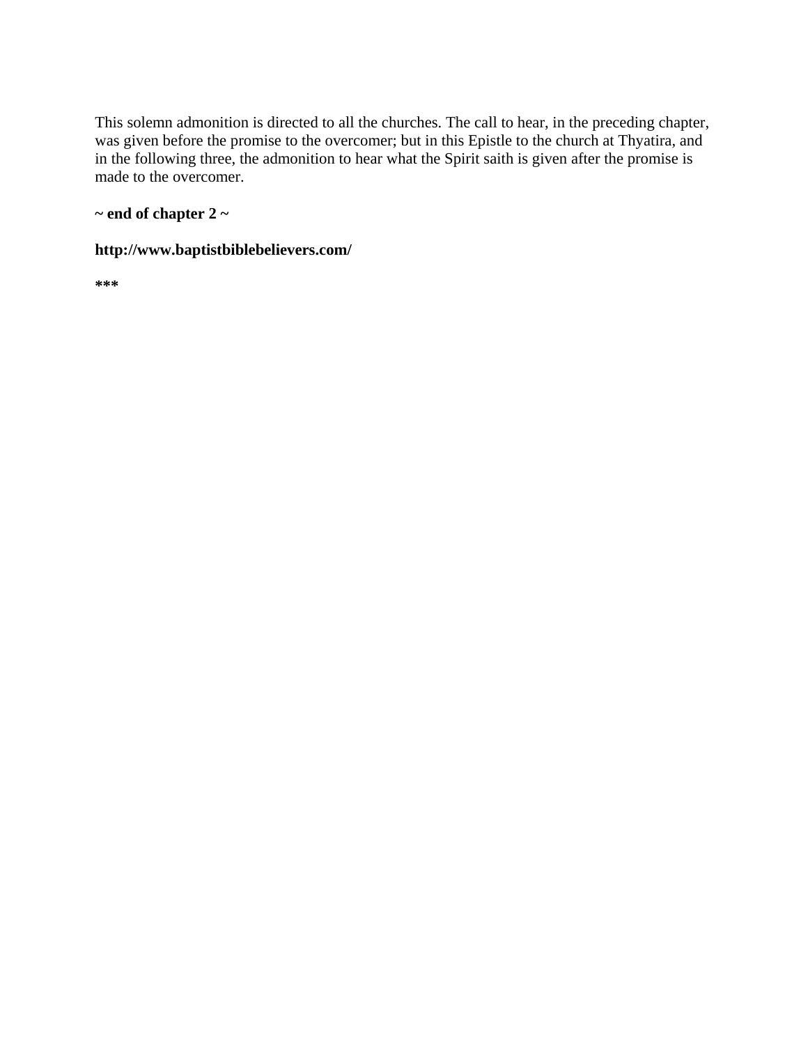This solemn admonition is directed to all the churches. The call to hear, in the preceding chapter, was given before the promise to the overcomer; but in this Epistle to the church at Thyatira, and in the following three, the admonition to hear what the Spirit saith is given after the promise is made to the overcomer.

**~ end of chapter 2 ~**

**http://www.baptistbiblebelievers.com/**

**\*\*\***